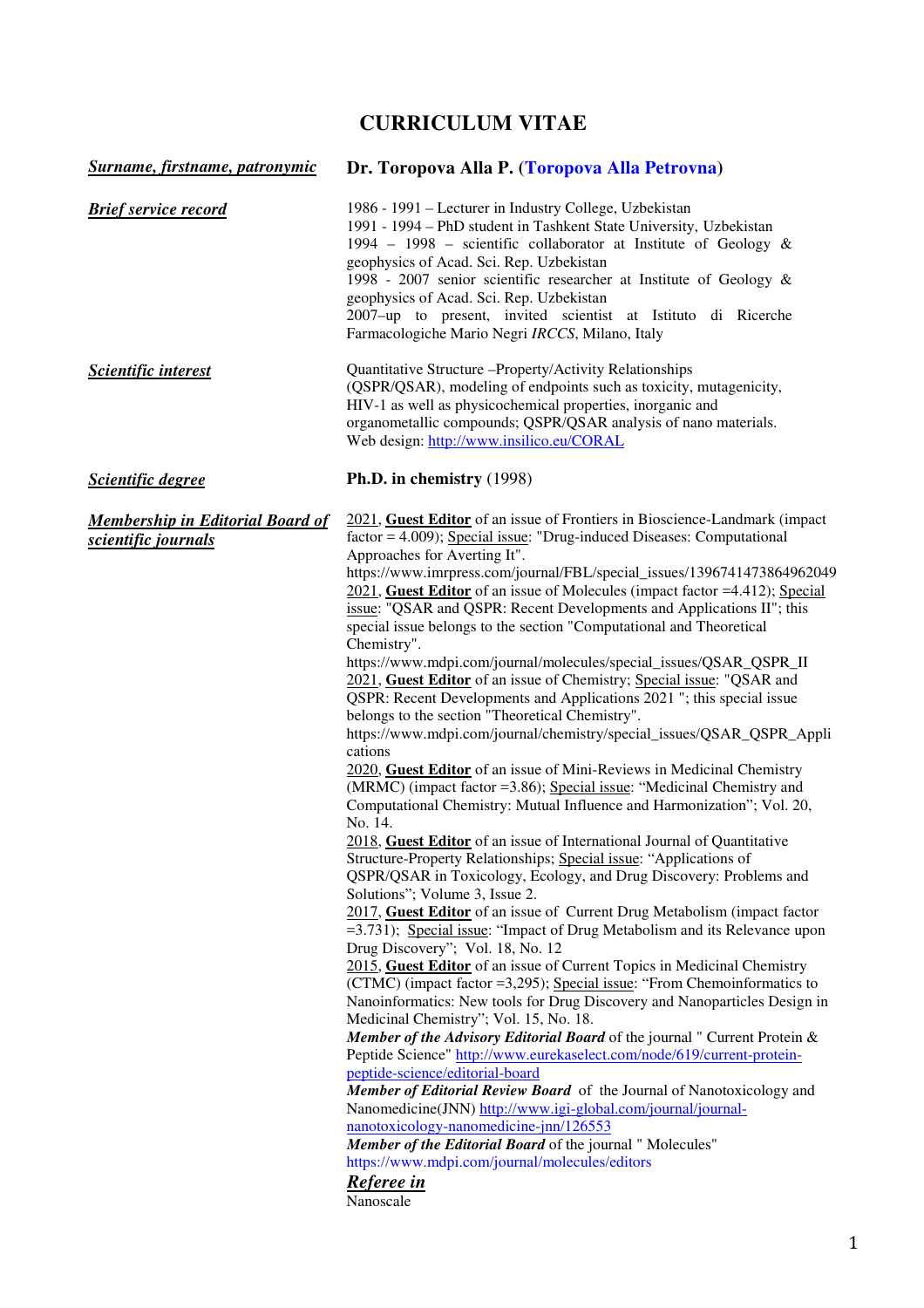# CURRICULUM VITAE

| | |
|---|---|
| ***Surname, firstname, patronymic*** | **Dr. Toropova Alla P. (Toropova Alla Petrovna)** |
| ***Brief service record*** | 1986 - 1991 – Lecturer in Industry College, Uzbekistan<br>1991 - 1994 – PhD student in Tashkent State University, Uzbekistan<br>1994 – 1998 – scientific collaborator at Institute of Geology & geophysics of Acad. Sci. Rep. Uzbekistan<br>1998 - 2007 senior scientific researcher at Institute of Geology & geophysics of Acad. Sci. Rep. Uzbekistan<br>2007–up to present, invited scientist at Istituto di Ricerche Farmacologiche Mario Negri *IRCCS*, Milano, Italy |
| ***Scientific interest*** | Quantitative Structure –Property/Activity Relationships (QSPR/QSAR), modeling of endpoints such as toxicity, mutagenicity, HIV-1 as well as physicochemical properties, inorganic and organometallic compounds; QSPR/QSAR analysis of nano materials. Web design: http://www.insilico.eu/CORAL |
| ***Scientific degree*** | **Ph.D. in chemistry** (1998) |
| ***Membership in Editorial Board of scientific journals*** | 2021, **Guest Editor** of an issue of Frontiers in Bioscience-Landmark (impact factor = 4.009); Special issue: "Drug-induced Diseases: Computational Approaches for Averting It". https://www.imrpress.com/journal/FBL/special_issues/1396741473864962049<br>2021, **Guest Editor** of an issue of Molecules (impact factor =4.412); Special issue: "QSAR and QSPR: Recent Developments and Applications II"; this special issue belongs to the section "Computational and Theoretical Chemistry". https://www.mdpi.com/journal/molecules/special_issues/QSAR_QSPR_II<br>2021, **Guest Editor** of an issue of Chemistry; Special issue: "QSAR and QSPR: Recent Developments and Applications 2021 "; this special issue belongs to the section "Theoretical Chemistry". https://www.mdpi.com/journal/chemistry/special_issues/QSAR_QSPR_Applications<br>2020, **Guest Editor** of an issue of Mini-Reviews in Medicinal Chemistry (MRMC) (impact factor =3.86); Special issue: "Medicinal Chemistry and Computational Chemistry: Mutual Influence and Harmonization"; Vol. 20, No. 14.<br>2018, **Guest Editor** of an issue of International Journal of Quantitative Structure-Property Relationships; Special issue: "Applications of QSPR/QSAR in Toxicology, Ecology, and Drug Discovery: Problems and Solutions"; Volume 3, Issue 2.<br>2017, **Guest Editor** of an issue of Current Drug Metabolism (impact factor =3.731); Special issue: "Impact of Drug Metabolism and its Relevance upon Drug Discovery"; Vol. 18, No. 12<br>2015, **Guest Editor** of an issue of Current Topics in Medicinal Chemistry (CTMC) (impact factor =3,295); Special issue: "From Chemoinformatics to Nanoinformatics: New tools for Drug Discovery and Nanoparticles Design in Medicinal Chemistry"; Vol. 15, No. 18.<br>***Member of the Advisory Editorial Board*** of the journal " Current Protein & Peptide Science" http://www.eurekaselect.com/node/619/current-protein-peptide-science/editorial-board<br>***Member of Editorial Review Board*** of the Journal of Nanotoxicology and Nanomedicine(JNN) http://www.igi-global.com/journal/journal-nanotoxicology-nanomedicine-jnn/126553<br>***Member of the Editorial Board*** of the journal " Molecules" https://www.mdpi.com/journal/molecules/editors<br>***Referee in***<br>Nanoscale |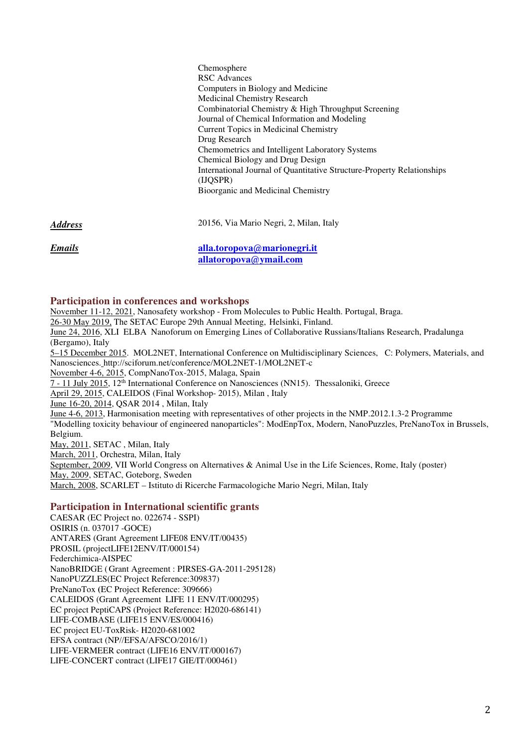Chemosphere
RSC Advances
Computers in Biology and Medicine
Medicinal Chemistry Research
Combinatorial Chemistry & High Throughput Screening
Journal of Chemical Information and Modeling
Current Topics in Medicinal Chemistry
Drug Research
Chemometrics and Intelligent Laboratory Systems
Chemical Biology and Drug Design
International Journal of Quantitative Structure-Property Relationships (IJQSPR)
Bioorganic and Medicinal Chemistry

***Address*** 20156, Via Mario Negri, 2, Milan, Italy

***Emails*** **alla.toropova@marionegri.it**
**allatoropova@ymail.com**

## Participation in conferences and workshops

November 11-12, 2021, Nanosafety workshop - From Molecules to Public Health. Portugal, Braga.
26-30 May 2019, The SETAC Europe 29th Annual Meeting, Helsinki, Finland.
June 24, 2016, XLI ELBA Nanoforum on Emerging Lines of Collaborative Russians/Italians Research, Pradalunga (Bergamo), Italy
5–15 December 2015. MOL2NET, International Conference on Multidisciplinary Sciences, C: Polymers, Materials, and Nanosciences. http://sciforum.net/conference/MOL2NET-1/MOL2NET-c
November 4-6, 2015, CompNanoTox-2015, Malaga, Spain
7 - 11 July 2015, 12th International Conference on Nanosciences (NN15). Thessaloniki, Greece
April 29, 2015, CALEIDOS (Final Workshop- 2015), Milan , Italy
June 16-20, 2014, QSAR 2014 , Milan, Italy
June 4-6, 2013, Harmonisation meeting with representatives of other projects in the NMP.2012.1.3-2 Programme "Modelling toxicity behaviour of engineered nanoparticles": ModEnpTox, Modern, NanoPuzzles, PreNanoTox in Brussels, Belgium.
May, 2011, SETAC , Milan, Italy
March, 2011, Orchestra, Milan, Italy
September, 2009, VII World Congress on Alternatives & Animal Use in the Life Sciences, Rome, Italy (poster)
May, 2009, SETAC, Goteborg, Sweden
March, 2008, SCARLET – Istituto di Ricerche Farmacologiche Mario Negri, Milan, Italy

## Participation in International scientific grants

CAESAR (EC Project no. 022674 - SSPI)
OSIRIS (n. 037017 -GOCE)
ANTARES (Grant Agreement LIFE08 ENV/IT/00435)
PROSIL (projectLIFE12ENV/IT/000154)
Federchimica-AISPEC
NanoBRIDGE ( Grant Agreement : PIRSES-GA-2011-295128)
NanoPUZZLES(EC Project Reference:309837)
PreNanoTox (EC Project Reference: 309666)
CALEIDOS (Grant Agreement LIFE 11 ENV/IT/000295)
EC project PeptiCAPS (Project Reference: H2020-686141)
LIFE-COMBASE (LIFE15 ENV/ES/000416)
EC project EU-ToxRisk- H2020-681002
EFSA contract (NP//EFSA/AFSCO/2016/1)
LIFE-VERMEER contract (LIFE16 ENV/IT/000167)
LIFE-CONCERT contract (LIFE17 GIE/IT/000461)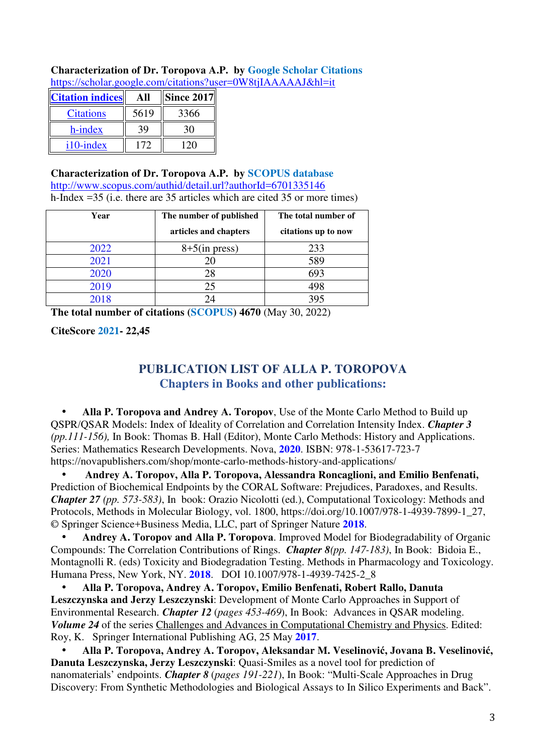**Characterization of Dr. Toropova A.P. by Google Scholar Citations**
https://scholar.google.com/citations?user=0W8tjIAAAAAJ&hl=it

| Citation indices | All | Since 2017 |
|---|---|---|
| Citations | 5619 | 3366 |
| h-index | 39 | 30 |
| i10-index | 172 | 120 |

**Characterization of Dr. Toropova A.P. by SCOPUS database**
http://www.scopus.com/authid/detail.url?authorId=6701335146
h-Index =35 (i.e. there are 35 articles which are cited 35 or more times)

| Year | The number of published articles and chapters | The total number of citations up to now |
|---|---|---|
| 2022 | 8+5(in press) | 233 |
| 2021 | 20 | 589 |
| 2020 | 28 | 693 |
| 2019 | 25 | 498 |
| 2018 | 24 | 395 |

**The total number of citations (SCOPUS) 4670** (May 30, 2022)

**CiteScore 2021- 22,45**

## PUBLICATION LIST OF ALLA P. TOROPOVA

### Chapters in Books and other publications:

- **Alla P. Toropova and Andrey A. Toropov**, Use of the Monte Carlo Method to Build up QSPR/QSAR Models: Index of Ideality of Correlation and Correlation Intensity Index. ***Chapter 3*** *(pp.111-156),* In Book: Thomas B. Hall (Editor), Monte Carlo Methods: History and Applications. Series: Mathematics Research Developments. Nova, **2020**. ISBN: 978-1-53617-723-7 https://novapublishers.com/shop/monte-carlo-methods-history-and-applications/
- **Andrey A. Toropov, Alla P. Toropova, Alessandra Roncaglioni, and Emilio Benfenati,** Prediction of Biochemical Endpoints by the CORAL Software: Prejudices, Paradoxes, and Results. ***Chapter 27*** *(pp. 573-583)*, In book: Orazio Nicolotti (ed.), Computational Toxicology: Methods and Protocols, Methods in Molecular Biology, vol. 1800, https://doi.org/10.1007/978-1-4939-7899-1_27, © Springer Science+Business Media, LLC, part of Springer Nature **2018**.
- **Andrey A. Toropov and Alla P. Toropova**. Improved Model for Biodegradability of Organic Compounds: The Correlation Contributions of Rings. ***Chapter 8****(pp. 147-183)*, In Book: Bidoia E., Montagnolli R. (eds) Toxicity and Biodegradation Testing. Methods in Pharmacology and Toxicology. Humana Press, New York, NY. **2018**. DOI 10.1007/978-1-4939-7425-2_8
- **Alla P. Toropova, Andrey A. Toropov, Emilio Benfenati, Robert Rallo, Danuta Leszczynska and Jerzy Leszczynski**: Development of Monte Carlo Approaches in Support of Environmental Research. ***Chapter 12*** (*pages 453-469*), In Book: Advances in QSAR modeling. ***Volume 24*** of the series Challenges and Advances in Computational Chemistry and Physics. Edited: Roy, K. Springer International Publishing AG, 25 May **2017**.
- **Alla P. Toropova, Andrey A. Toropov, Aleksandar M. Veselinović, Jovana B. Veselinović, Danuta Leszczynska, Jerzy Leszczynski**: Quasi-Smiles as a novel tool for prediction of nanomaterials' endpoints. ***Chapter 8*** (*pages 191-221*), In Book: "Multi-Scale Approaches in Drug Discovery: From Synthetic Methodologies and Biological Assays to In Silico Experiments and Back".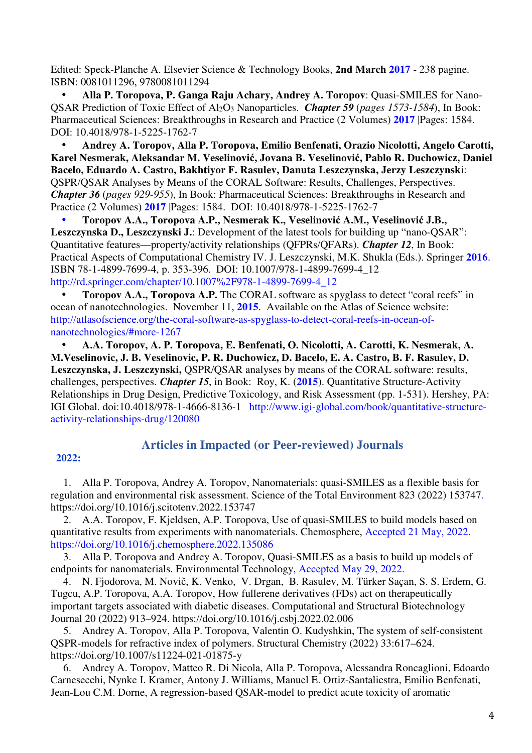Edited: Speck-Planche A. Elsevier Science & Technology Books, **2nd March 2017 -** 238 pagine. ISBN: 0081011296, 9780081011294

- **Alla P. Toropova, P. Ganga Raju Achary, Andrey A. Toropov**: Quasi-SMILES for Nano-QSAR Prediction of Toxic Effect of $Al_2O_3$ Nanoparticles. ***Chapter 59*** (*pages 1573-1584*), In Book: Pharmaceutical Sciences: Breakthroughs in Research and Practice (2 Volumes) **2017** |Pages: 1584. DOI: 10.4018/978-1-5225-1762-7
- **Andrey A. Toropov, Alla P. Toropova, Emilio Benfenati, Orazio Nicolotti, Angelo Carotti, Karel Nesmerak, Aleksandar M. Veselinović, Jovana B. Veselinović, Pablo R. Duchowicz, Daniel Bacelo, Eduardo A. Castro, Bakhtiyor F. Rasulev, Danuta Leszczynska, Jerzy Leszczynsk**i: QSPR/QSAR Analyses by Means of the CORAL Software: Results, Challenges, Perspectives. ***Chapter 36*** (*pages 929-955*), In Book: Pharmaceutical Sciences: Breakthroughs in Research and Practice (2 Volumes) **2017** |Pages: 1584. DOI: 10.4018/978-1-5225-1762-7
- **Toropov A.A., Toropova A.P., Nesmerak K., Veselinović A.M., Veselinović J.B., Leszczynska D., Leszczynski J.**: Development of the latest tools for building up "nano-QSAR": Quantitative features—property/activity relationships (QFPRs/QFARs). ***Chapter 12***, In Book: Practical Aspects of Computational Chemistry IV. J. Leszczynski, M.K. Shukla (Eds.). Springer **2016**. ISBN 78-1-4899-7699-4, p. 353-396. DOI: 10.1007/978-1-4899-7699-4_12 http://rd.springer.com/chapter/10.1007%2F978-1-4899-7699-4_12
- **Toropov A.A., Toropova A.P.** The CORAL software as spyglass to detect "coral reefs" in ocean of nanotechnologies. November 11, **2015**. Available on the Atlas of Science website: http://atlasofscience.org/the-coral-software-as-spyglass-to-detect-coral-reefs-in-ocean-of-nanotechnologies/#more-1267
- **A.A. Toropov, A. P. Toropova, E. Benfenati, O. Nicolotti, A. Carotti, K. Nesmerak, A. M.Veselinovic, J. B. Veselinovic, P. R. Duchowicz, D. Bacelo, E. A. Castro, B. F. Rasulev, D. Leszczynska, J. Leszczynski,** QSPR/QSAR analyses by means of the CORAL software: results, challenges, perspectives. ***Chapter 15***, in Book: Roy, K. (**2015**). Quantitative Structure-Activity Relationships in Drug Design, Predictive Toxicology, and Risk Assessment (pp. 1-531). Hershey, PA: IGI Global. doi:10.4018/978-1-4666-8136-1 http://www.igi-global.com/book/quantitative-structure-activity-relationships-drug/120080

## Articles in Impacted (or Peer-reviewed) Journals

**2022:**

1. Alla P. Toropova, Andrey A. Toropov, Nanomaterials: quasi-SMILES as a flexible basis for regulation and environmental risk assessment. Science of the Total Environment 823 (2022) 153747. https://doi.org/10.1016/j.scitotenv.2022.153747
2. A.A. Toropov, F. Kjeldsen, A.P. Toropova, Use of quasi-SMILES to build models based on quantitative results from experiments with nanomaterials. Chemosphere, Accepted 21 May, 2022. https://doi.org/10.1016/j.chemosphere.2022.135086
3. Alla P. Toropova and Andrey A. Toropov, Quasi-SMILES as a basis to build up models of endpoints for nanomaterials. Environmental Technology, Accepted May 29, 2022.
4. N. Fjodorova, M. Novič, K. Venko, V. Drgan, B. Rasulev, M. Türker Saçan, S. S. Erdem, G. Tugcu, A.P. Toropova, A.A. Toropov, How fullerene derivatives (FDs) act on therapeutically important targets associated with diabetic diseases. Computational and Structural Biotechnology Journal 20 (2022) 913–924. https://doi.org/10.1016/j.csbj.2022.02.006
5. Andrey A. Toropov, Alla P. Toropova, Valentin O. Kudyshkin, The system of self-consistent QSPR-models for refractive index of polymers. Structural Chemistry (2022) 33:617–624. https://doi.org/10.1007/s11224-021-01875-y
6. Andrey A. Toropov, Matteo R. Di Nicola, Alla P. Toropova, Alessandra Roncaglioni, Edoardo Carnesecchi, Nynke I. Kramer, Antony J. Williams, Manuel E. Ortiz-Santaliestra, Emilio Benfenati, Jean-Lou C.M. Dorne, A regression-based QSAR-model to predict acute toxicity of aromatic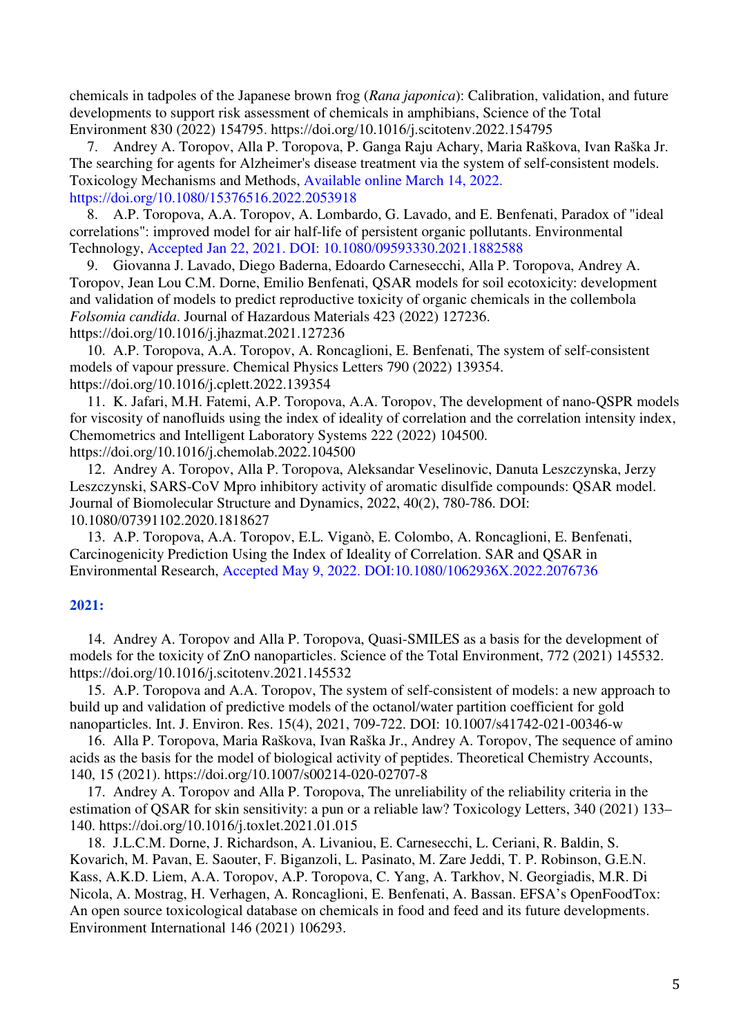chemicals in tadpoles of the Japanese brown frog (*Rana japonica*): Calibration, validation, and future developments to support risk assessment of chemicals in amphibians, Science of the Total Environment 830 (2022) 154795. https://doi.org/10.1016/j.scitotenv.2022.154795

7. Andrey A. Toropov, Alla P. Toropova, P. Ganga Raju Achary, Maria Rašková, Ivan Raška Jr. The searching for agents for Alzheimer's disease treatment via the system of self-consistent models. Toxicology Mechanisms and Methods, Available online March 14, 2022. https://doi.org/10.1080/15376516.2022.2053918

8. A.P. Toropova, A.A. Toropov, A. Lombardo, G. Lavado, and E. Benfenati, Paradox of "ideal correlations": improved model for air half-life of persistent organic pollutants. Environmental Technology, Accepted Jan 22, 2021. DOI: 10.1080/09593330.2021.1882588

9. Giovanna J. Lavado, Diego Baderna, Edoardo Carnesecchi, Alla P. Toropova, Andrey A. Toropov, Jean Lou C.M. Dorne, Emilio Benfenati, QSAR models for soil ecotoxicity: development and validation of models to predict reproductive toxicity of organic chemicals in the collembola *Folsomia candida*. Journal of Hazardous Materials 423 (2022) 127236. https://doi.org/10.1016/j.jhazmat.2021.127236

10. A.P. Toropova, A.A. Toropov, A. Roncaglioni, E. Benfenati, The system of self-consistent models of vapour pressure. Chemical Physics Letters 790 (2022) 139354. https://doi.org/10.1016/j.cplett.2022.139354

11. K. Jafari, M.H. Fatemi, A.P. Toropova, A.A. Toropov, The development of nano-QSPR models for viscosity of nanofluids using the index of ideality of correlation and the correlation intensity index, Chemometrics and Intelligent Laboratory Systems 222 (2022) 104500. https://doi.org/10.1016/j.chemolab.2022.104500

12. Andrey A. Toropov, Alla P. Toropova, Aleksandar Veselinovic, Danuta Leszczynska, Jerzy Leszczynski, SARS-CoV Mpro inhibitory activity of aromatic disulfide compounds: QSAR model. Journal of Biomolecular Structure and Dynamics, 2022, 40(2), 780-786. DOI: 10.1080/07391102.2020.1818627

13. A.P. Toropova, A.A. Toropov, E.L. Viganò, E. Colombo, A. Roncaglioni, E. Benfenati, Carcinogenicity Prediction Using the Index of Ideality of Correlation. SAR and QSAR in Environmental Research, Accepted May 9, 2022. DOI:10.1080/1062936X.2022.2076736

**2021:**

14. Andrey A. Toropov and Alla P. Toropova, Quasi-SMILES as a basis for the development of models for the toxicity of ZnO nanoparticles. Science of the Total Environment, 772 (2021) 145532. https://doi.org/10.1016/j.scitotenv.2021.145532

15. A.P. Toropova and A.A. Toropov, The system of self-consistent of models: a new approach to build up and validation of predictive models of the octanol/water partition coefficient for gold nanoparticles. Int. J. Environ. Res. 15(4), 2021, 709-722. DOI: 10.1007/s41742-021-00346-w

16. Alla P. Toropova, Maria Rašková, Ivan Raška Jr., Andrey A. Toropov, The sequence of amino acids as the basis for the model of biological activity of peptides. Theoretical Chemistry Accounts, 140, 15 (2021). https://doi.org/10.1007/s00214-020-02707-8

17. Andrey A. Toropov and Alla P. Toropova, The unreliability of the reliability criteria in the estimation of QSAR for skin sensitivity: a pun or a reliable law? Toxicology Letters, 340 (2021) 133–140. https://doi.org/10.1016/j.toxlet.2021.01.015

18. J.L.C.M. Dorne, J. Richardson, A. Livaniou, E. Carnesecchi, L. Ceriani, R. Baldin, S. Kovarich, M. Pavan, E. Saouter, F. Biganzoli, L. Pasinato, M. Zare Jeddi, T. P. Robinson, G.E.N. Kass, A.K.D. Liem, A.A. Toropov, A.P. Toropova, C. Yang, A. Tarkhov, N. Georgiadis, M.R. Di Nicola, A. Mostrag, H. Verhagen, A. Roncaglioni, E. Benfenati, A. Bassan. EFSA's OpenFoodTox: An open source toxicological database on chemicals in food and feed and its future developments. Environment International 146 (2021) 106293.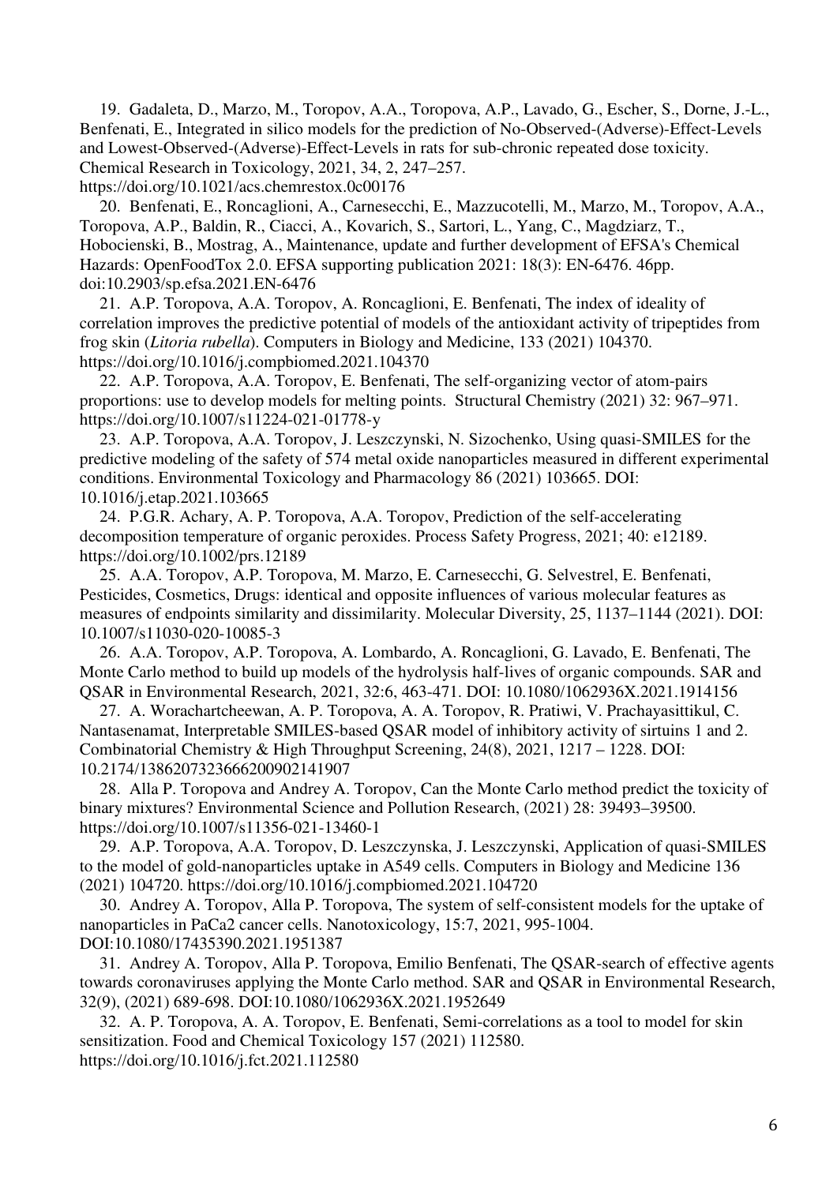19. Gadaleta, D., Marzo, M., Toropov, A.A., Toropova, A.P., Lavado, G., Escher, S., Dorne, J.-L., Benfenati, E., Integrated in silico models for the prediction of No-Observed-(Adverse)-Effect-Levels and Lowest-Observed-(Adverse)-Effect-Levels in rats for sub-chronic repeated dose toxicity. Chemical Research in Toxicology, 2021, 34, 2, 247–257. https://doi.org/10.1021/acs.chemrestox.0c00176

20. Benfenati, E., Roncaglioni, A., Carnesecchi, E., Mazzucotelli, M., Marzo, M., Toropov, A.A., Toropova, A.P., Baldin, R., Ciacci, A., Kovarich, S., Sartori, L., Yang, C., Magdziarz, T., Hobocienski, B., Mostrag, A., Maintenance, update and further development of EFSA's Chemical Hazards: OpenFoodTox 2.0. EFSA supporting publication 2021: 18(3): EN-6476. 46pp. doi:10.2903/sp.efsa.2021.EN-6476

21. A.P. Toropova, A.A. Toropov, A. Roncaglioni, E. Benfenati, The index of ideality of correlation improves the predictive potential of models of the antioxidant activity of tripeptides from frog skin (*Litoria rubella*). Computers in Biology and Medicine, 133 (2021) 104370. https://doi.org/10.1016/j.compbiomed.2021.104370

22. A.P. Toropova, A.A. Toropov, E. Benfenati, The self-organizing vector of atom-pairs proportions: use to develop models for melting points. Structural Chemistry (2021) 32: 967–971. https://doi.org/10.1007/s11224-021-01778-y

23. A.P. Toropova, A.A. Toropov, J. Leszczynski, N. Sizochenko, Using quasi-SMILES for the predictive modeling of the safety of 574 metal oxide nanoparticles measured in different experimental conditions. Environmental Toxicology and Pharmacology 86 (2021) 103665. DOI: 10.1016/j.etap.2021.103665

24. P.G.R. Achary, A. P. Toropova, A.A. Toropov, Prediction of the self-accelerating decomposition temperature of organic peroxides. Process Safety Progress, 2021; 40: e12189. https://doi.org/10.1002/prs.12189

25. A.A. Toropov, A.P. Toropova, M. Marzo, E. Carnesecchi, G. Selvestrel, E. Benfenati, Pesticides, Cosmetics, Drugs: identical and opposite influences of various molecular features as measures of endpoints similarity and dissimilarity. Molecular Diversity, 25, 1137–1144 (2021). DOI: 10.1007/s11030-020-10085-3

26. A.A. Toropov, A.P. Toropova, A. Lombardo, A. Roncaglioni, G. Lavado, E. Benfenati, The Monte Carlo method to build up models of the hydrolysis half-lives of organic compounds. SAR and QSAR in Environmental Research, 2021, 32:6, 463-471. DOI: 10.1080/1062936X.2021.1914156

27. A. Worachartcheewan, A. P. Toropova, A. A. Toropov, R. Pratiwi, V. Prachayasittikul, C. Nantasenamat, Interpretable SMILES-based QSAR model of inhibitory activity of sirtuins 1 and 2. Combinatorial Chemistry & High Throughput Screening, 24(8), 2021, 1217 – 1228. DOI: 10.2174/1386207323666200902141907

28. Alla P. Toropova and Andrey A. Toropov, Can the Monte Carlo method predict the toxicity of binary mixtures? Environmental Science and Pollution Research, (2021) 28: 39493–39500. https://doi.org/10.1007/s11356-021-13460-1

29. A.P. Toropova, A.A. Toropov, D. Leszczynska, J. Leszczynski, Application of quasi-SMILES to the model of gold-nanoparticles uptake in A549 cells. Computers in Biology and Medicine 136 (2021) 104720. https://doi.org/10.1016/j.compbiomed.2021.104720

30. Andrey A. Toropov, Alla P. Toropova, The system of self-consistent models for the uptake of nanoparticles in PaCa2 cancer cells. Nanotoxicology, 15:7, 2021, 995-1004. DOI:10.1080/17435390.2021.1951387

31. Andrey A. Toropov, Alla P. Toropova, Emilio Benfenati, The QSAR-search of effective agents towards coronaviruses applying the Monte Carlo method. SAR and QSAR in Environmental Research, 32(9), (2021) 689-698. DOI:10.1080/1062936X.2021.1952649

32. A. P. Toropova, A. A. Toropov, E. Benfenati, Semi-correlations as a tool to model for skin sensitization. Food and Chemical Toxicology 157 (2021) 112580. https://doi.org/10.1016/j.fct.2021.112580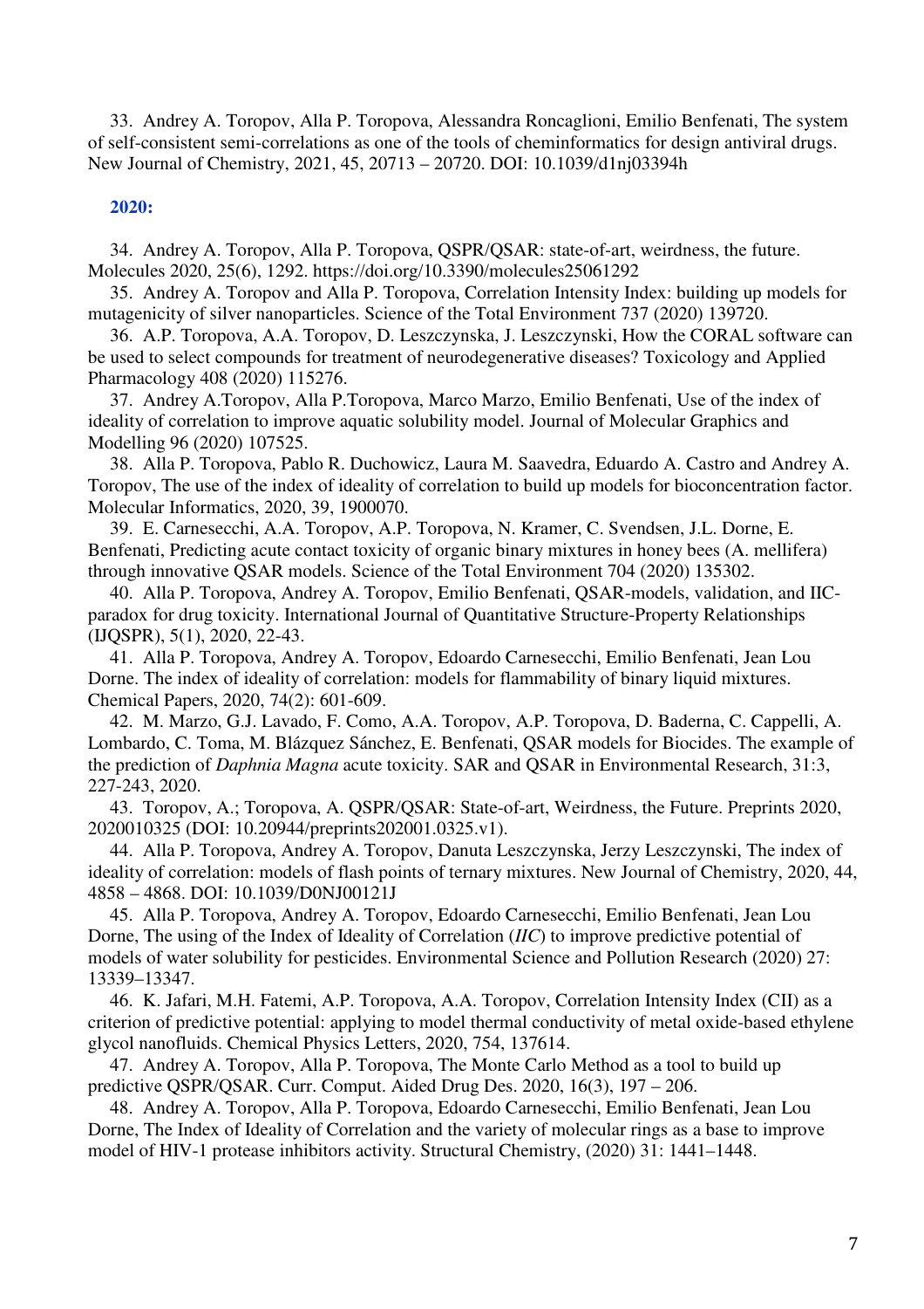33. Andrey A. Toropov, Alla P. Toropova, Alessandra Roncaglioni, Emilio Benfenati, The system of self-consistent semi-correlations as one of the tools of cheminformatics for design antiviral drugs. New Journal of Chemistry, 2021, 45, 20713 – 20720. DOI: 10.1039/d1nj03394h

**2020:**

34. Andrey A. Toropov, Alla P. Toropova, QSPR/QSAR: state-of-art, weirdness, the future. Molecules 2020, 25(6), 1292. https://doi.org/10.3390/molecules25061292

35. Andrey A. Toropov and Alla P. Toropova, Correlation Intensity Index: building up models for mutagenicity of silver nanoparticles. Science of the Total Environment 737 (2020) 139720.

36. A.P. Toropova, A.A. Toropov, D. Leszczynska, J. Leszczynski, How the CORAL software can be used to select compounds for treatment of neurodegenerative diseases? Toxicology and Applied Pharmacology 408 (2020) 115276.

37. Andrey A.Toropov, Alla P.Toropova, Marco Marzo, Emilio Benfenati, Use of the index of ideality of correlation to improve aquatic solubility model. Journal of Molecular Graphics and Modelling 96 (2020) 107525.

38. Alla P. Toropova, Pablo R. Duchowicz, Laura M. Saavedra, Eduardo A. Castro and Andrey A. Toropov, The use of the index of ideality of correlation to build up models for bioconcentration factor. Molecular Informatics, 2020, 39, 1900070.

39. E. Carnesecchi, A.A. Toropov, A.P. Toropova, N. Kramer, C. Svendsen, J.L. Dorne, E. Benfenati, Predicting acute contact toxicity of organic binary mixtures in honey bees (A. mellifera) through innovative QSAR models. Science of the Total Environment 704 (2020) 135302.

40. Alla P. Toropova, Andrey A. Toropov, Emilio Benfenati, QSAR-models, validation, and IIC-paradox for drug toxicity. International Journal of Quantitative Structure-Property Relationships (IJQSPR), 5(1), 2020, 22-43.

41. Alla P. Toropova, Andrey A. Toropov, Edoardo Carnesecchi, Emilio Benfenati, Jean Lou Dorne. The index of ideality of correlation: models for flammability of binary liquid mixtures. Chemical Papers, 2020, 74(2): 601-609.

42. M. Marzo, G.J. Lavado, F. Como, A.A. Toropov, A.P. Toropova, D. Baderna, C. Cappelli, A. Lombardo, C. Toma, M. Blázquez Sánchez, E. Benfenati, QSAR models for Biocides. The example of the prediction of *Daphnia Magna* acute toxicity. SAR and QSAR in Environmental Research, 31:3, 227-243, 2020.

43. Toropov, A.; Toropova, A. QSPR/QSAR: State-of-art, Weirdness, the Future. Preprints 2020, 2020010325 (DOI: 10.20944/preprints202001.0325.v1).

44. Alla P. Toropova, Andrey A. Toropov, Danuta Leszczynska, Jerzy Leszczynski, The index of ideality of correlation: models of flash points of ternary mixtures. New Journal of Chemistry, 2020, 44, 4858 – 4868. DOI: 10.1039/D0NJ00121J

45. Alla P. Toropova, Andrey A. Toropov, Edoardo Carnesecchi, Emilio Benfenati, Jean Lou Dorne, The using of the Index of Ideality of Correlation (*IIC*) to improve predictive potential of models of water solubility for pesticides. Environmental Science and Pollution Research (2020) 27: 13339–13347.

46. K. Jafari, M.H. Fatemi, A.P. Toropova, A.A. Toropov, Correlation Intensity Index (CII) as a criterion of predictive potential: applying to model thermal conductivity of metal oxide-based ethylene glycol nanofluids. Chemical Physics Letters, 2020, 754, 137614.

47. Andrey A. Toropov, Alla P. Toropova, The Monte Carlo Method as a tool to build up predictive QSPR/QSAR. Curr. Comput. Aided Drug Des. 2020, 16(3), 197 – 206.

48. Andrey A. Toropov, Alla P. Toropova, Edoardo Carnesecchi, Emilio Benfenati, Jean Lou Dorne, The Index of Ideality of Correlation and the variety of molecular rings as a base to improve model of HIV-1 protease inhibitors activity. Structural Chemistry, (2020) 31: 1441–1448.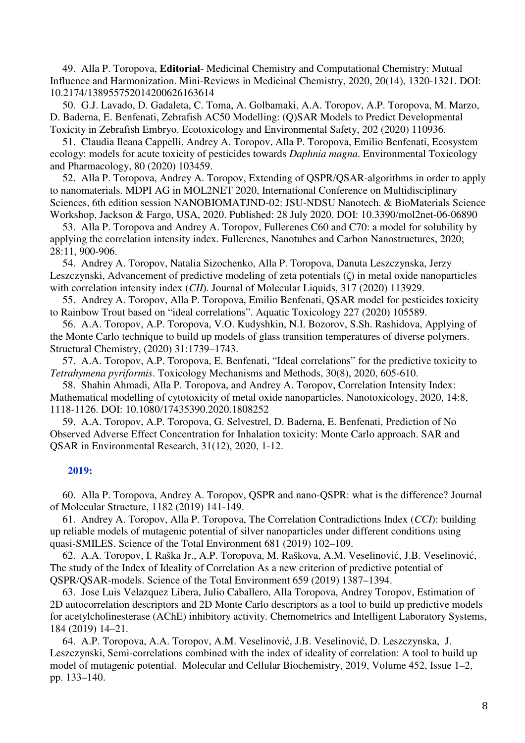49. Alla P. Toropova, **Editorial**- Medicinal Chemistry and Computational Chemistry: Mutual Influence and Harmonization. Mini-Reviews in Medicinal Chemistry, 2020, 20(14), 1320-1321. DOI: 10.2174/1389557520142006261636l4

50. G.J. Lavado, D. Gadaleta, C. Toma, A. Golbamaki, A.A. Toropov, A.P. Toropova, M. Marzo, D. Baderna, E. Benfenati, Zebrafish AC50 Modelling: (Q)SAR Models to Predict Developmental Toxicity in Zebrafish Embryo. Ecotoxicology and Environmental Safety, 202 (2020) 110936.

51. Claudia Ileana Cappelli, Andrey A. Toropov, Alla P. Toropova, Emilio Benfenati, Ecosystem ecology: models for acute toxicity of pesticides towards *Daphnia magna*. Environmental Toxicology and Pharmacology, 80 (2020) 103459.

52. Alla P. Toropova, Andrey A. Toropov, Extending of QSPR/QSAR-algorithms in order to apply to nanomaterials. MDPI AG in MOL2NET 2020, International Conference on Multidisciplinary Sciences, 6th edition session NANOBIOMATJND-02: JSU-NDSU Nanotech. & BioMaterials Science Workshop, Jackson & Fargo, USA, 2020. Published: 28 July 2020. DOI: 10.3390/mol2net-06-06890

53. Alla P. Toropova and Andrey A. Toropov, Fullerenes C60 and C70: a model for solubility by applying the correlation intensity index. Fullerenes, Nanotubes and Carbon Nanostructures, 2020; 28:11, 900-906.

54. Andrey A. Toropov, Natalia Sizochenko, Alla P. Toropova, Danuta Leszczynska, Jerzy Leszczynski, Advancement of predictive modeling of zeta potentials ($\zeta$) in metal oxide nanoparticles with correlation intensity index (*CII*). Journal of Molecular Liquids, 317 (2020) 113929.

55. Andrey A. Toropov, Alla P. Toropova, Emilio Benfenati, QSAR model for pesticides toxicity to Rainbow Trout based on "ideal correlations". Aquatic Toxicology 227 (2020) 105589.

56. A.A. Toropov, A.P. Toropova, V.O. Kudyshkin, N.I. Bozorov, S.Sh. Rashidova, Applying of the Monte Carlo technique to build up models of glass transition temperatures of diverse polymers. Structural Chemistry, (2020) 31:1739–1743.

57. A.A. Toropov, A.P. Toropova, E. Benfenati, "Ideal correlations" for the predictive toxicity to *Tetrahymena pyriformis*. Toxicology Mechanisms and Methods, 30(8), 2020, 605-610.

58. Shahin Ahmadi, Alla P. Toropova, and Andrey A. Toropov, Correlation Intensity Index: Mathematical modelling of cytotoxicity of metal oxide nanoparticles. Nanotoxicology, 2020, 14:8, 1118-1126. DOI: 10.1080/17435390.2020.1808252

59. A.A. Toropov, A.P. Toropova, G. Selvestrel, D. Baderna, E. Benfenati, Prediction of No Observed Adverse Effect Concentration for Inhalation toxicity: Monte Carlo approach. SAR and QSAR in Environmental Research, 31(12), 2020, 1-12.

### 2019:

60. Alla P. Toropova, Andrey A. Toropov, QSPR and nano-QSPR: what is the difference? Journal of Molecular Structure, 1182 (2019) 141-149.

61. Andrey A. Toropov, Alla P. Toropova, The Correlation Contradictions Index (*CCI*): building up reliable models of mutagenic potential of silver nanoparticles under different conditions using quasi-SMILES. Science of the Total Environment 681 (2019) 102–109.

62. A.A. Toropov, I. Raška Jr., A.P. Toropova, M. Raškova, A.M. Veselinović, J.B. Veselinović, The study of the Index of Ideality of Correlation As a new criterion of predictive potential of QSPR/QSAR-models. Science of the Total Environment 659 (2019) 1387–1394.

63. Jose Luis Velazquez Libera, Julio Caballero, Alla Toropova, Andrey Toropov, Estimation of 2D autocorrelation descriptors and 2D Monte Carlo descriptors as a tool to build up predictive models for acetylcholinesterase (AChE) inhibitory activity. Chemometrics and Intelligent Laboratory Systems, 184 (2019) 14–21.

64. A.P. Toropova, A.A. Toropov, A.M. Veselinović, J.B. Veselinović, D. Leszczynska, J. Leszczynski, Semi-correlations combined with the index of ideality of correlation: A tool to build up model of mutagenic potential. Molecular and Cellular Biochemistry, 2019, Volume 452, Issue 1–2, pp. 133–140.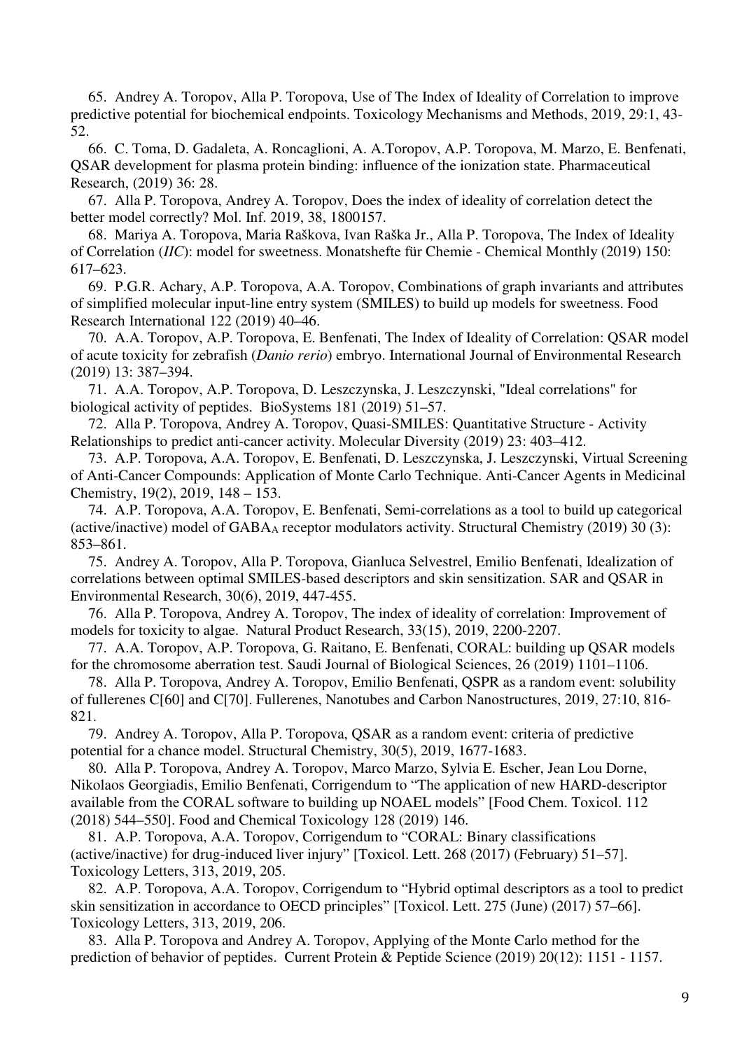65. Andrey A. Toropov, Alla P. Toropova, Use of The Index of Ideality of Correlation to improve predictive potential for biochemical endpoints. Toxicology Mechanisms and Methods, 2019, 29:1, 43-52.

66. C. Toma, D. Gadaleta, A. Roncaglioni, A. A.Toropov, A.P. Toropova, M. Marzo, E. Benfenati, QSAR development for plasma protein binding: influence of the ionization state. Pharmaceutical Research, (2019) 36: 28.

67. Alla P. Toropova, Andrey A. Toropov, Does the index of ideality of correlation detect the better model correctly? Mol. Inf. 2019, 38, 1800157.

68. Mariya A. Toropova, Maria Raškova, Ivan Raška Jr., Alla P. Toropova, The Index of Ideality of Correlation (*IIC*): model for sweetness. Monatshefte für Chemie - Chemical Monthly (2019) 150: 617–623.

69. P.G.R. Achary, A.P. Toropova, A.A. Toropov, Combinations of graph invariants and attributes of simplified molecular input-line entry system (SMILES) to build up models for sweetness. Food Research International 122 (2019) 40–46.

70. A.A. Toropov, A.P. Toropova, E. Benfenati, The Index of Ideality of Correlation: QSAR model of acute toxicity for zebrafish (*Danio rerio*) embryo. International Journal of Environmental Research (2019) 13: 387–394.

71. A.A. Toropov, A.P. Toropova, D. Leszczynska, J. Leszczynski, "Ideal correlations" for biological activity of peptides. BioSystems 181 (2019) 51–57.

72. Alla P. Toropova, Andrey A. Toropov, Quasi-SMILES: Quantitative Structure - Activity Relationships to predict anti-cancer activity. Molecular Diversity (2019) 23: 403–412.

73. A.P. Toropova, A.A. Toropov, E. Benfenati, D. Leszczynska, J. Leszczynski, Virtual Screening of Anti-Cancer Compounds: Application of Monte Carlo Technique. Anti-Cancer Agents in Medicinal Chemistry, 19(2), 2019, 148 – 153.

74. A.P. Toropova, A.A. Toropov, E. Benfenati, Semi-correlations as a tool to build up categorical (active/inactive) model of $GABA_A$ receptor modulators activity. Structural Chemistry (2019) 30 (3): 853–861.

75. Andrey A. Toropov, Alla P. Toropova, Gianluca Selvestrel, Emilio Benfenati, Idealization of correlations between optimal SMILES-based descriptors and skin sensitization. SAR and QSAR in Environmental Research, 30(6), 2019, 447-455.

76. Alla P. Toropova, Andrey A. Toropov, The index of ideality of correlation: Improvement of models for toxicity to algae. Natural Product Research, 33(15), 2019, 2200-2207.

77. A.A. Toropov, A.P. Toropova, G. Raitano, E. Benfenati, CORAL: building up QSAR models for the chromosome aberration test. Saudi Journal of Biological Sciences, 26 (2019) 1101–1106.

78. Alla P. Toropova, Andrey A. Toropov, Emilio Benfenati, QSPR as a random event: solubility of fullerenes C[60] and C[70]. Fullerenes, Nanotubes and Carbon Nanostructures, 2019, 27:10, 816-821.

79. Andrey A. Toropov, Alla P. Toropova, QSAR as a random event: criteria of predictive potential for a chance model. Structural Chemistry, 30(5), 2019, 1677-1683.

80. Alla P. Toropova, Andrey A. Toropov, Marco Marzo, Sylvia E. Escher, Jean Lou Dorne, Nikolaos Georgiadis, Emilio Benfenati, Corrigendum to "The application of new HARD-descriptor available from the CORAL software to building up NOAEL models" [Food Chem. Toxicol. 112 (2018) 544–550]. Food and Chemical Toxicology 128 (2019) 146.

81. A.P. Toropova, A.A. Toropov, Corrigendum to "CORAL: Binary classifications (active/inactive) for drug-induced liver injury" [Toxicol. Lett. 268 (2017) (February) 51–57]. Toxicology Letters, 313, 2019, 205.

82. A.P. Toropova, A.A. Toropov, Corrigendum to "Hybrid optimal descriptors as a tool to predict skin sensitization in accordance to OECD principles" [Toxicol. Lett. 275 (June) (2017) 57–66]. Toxicology Letters, 313, 2019, 206.

83. Alla P. Toropova and Andrey A. Toropov, Applying of the Monte Carlo method for the prediction of behavior of peptides. Current Protein & Peptide Science (2019) 20(12): 1151 - 1157.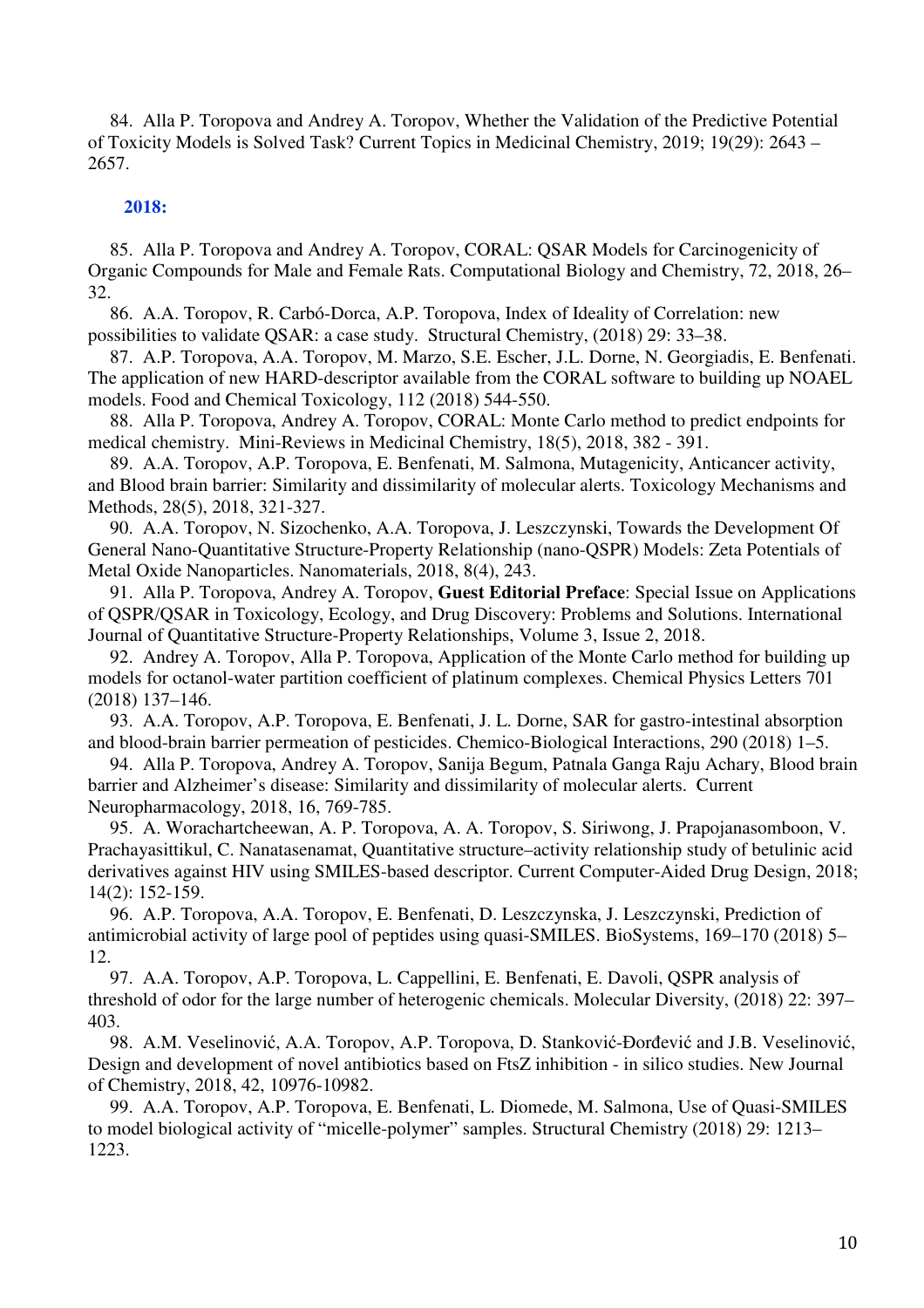84. Alla P. Toropova and Andrey A. Toropov, Whether the Validation of the Predictive Potential of Toxicity Models is Solved Task? Current Topics in Medicinal Chemistry, 2019; 19(29): 2643 – 2657.

### 2018:

85. Alla P. Toropova and Andrey A. Toropov, CORAL: QSAR Models for Carcinogenicity of Organic Compounds for Male and Female Rats. Computational Biology and Chemistry, 72, 2018, 26–32.

86. A.A. Toropov, R. Carbó-Dorca, A.P. Toropova, Index of Ideality of Correlation: new possibilities to validate QSAR: a case study. Structural Chemistry, (2018) 29: 33–38.

87. A.P. Toropova, A.A. Toropov, M. Marzo, S.E. Escher, J.L. Dorne, N. Georgiadis, E. Benfenati. The application of new HARD-descriptor available from the CORAL software to building up NOAEL models. Food and Chemical Toxicology, 112 (2018) 544-550.

88. Alla P. Toropova, Andrey A. Toropov, CORAL: Monte Carlo method to predict endpoints for medical chemistry. Mini-Reviews in Medicinal Chemistry, 18(5), 2018, 382 - 391.

89. A.A. Toropov, A.P. Toropova, E. Benfenati, M. Salmona, Mutagenicity, Anticancer activity, and Blood brain barrier: Similarity and dissimilarity of molecular alerts. Toxicology Mechanisms and Methods, 28(5), 2018, 321-327.

90. A.A. Toropov, N. Sizochenko, A.A. Toropova, J. Leszczynski, Towards the Development Of General Nano-Quantitative Structure-Property Relationship (nano-QSPR) Models: Zeta Potentials of Metal Oxide Nanoparticles. Nanomaterials, 2018, 8(4), 243.

91. Alla P. Toropova, Andrey A. Toropov, **Guest Editorial Preface**: Special Issue on Applications of QSPR/QSAR in Toxicology, Ecology, and Drug Discovery: Problems and Solutions. International Journal of Quantitative Structure-Property Relationships, Volume 3, Issue 2, 2018.

92. Andrey A. Toropov, Alla P. Toropova, Application of the Monte Carlo method for building up models for octanol-water partition coefficient of platinum complexes. Chemical Physics Letters 701 (2018) 137–146.

93. A.A. Toropov, A.P. Toropova, E. Benfenati, J. L. Dorne, SAR for gastro-intestinal absorption and blood-brain barrier permeation of pesticides. Chemico-Biological Interactions, 290 (2018) 1–5.

94. Alla P. Toropova, Andrey A. Toropov, Sanija Begum, Patnala Ganga Raju Achary, Blood brain barrier and Alzheimer's disease: Similarity and dissimilarity of molecular alerts. Current Neuropharmacology, 2018, 16, 769-785.

95. A. Worachartcheewan, A. P. Toropova, A. A. Toropov, S. Siriwong, J. Prapojanasomboon, V. Prachayasittikul, C. Nanatasenamat, Quantitative structure–activity relationship study of betulinic acid derivatives against HIV using SMILES-based descriptor. Current Computer-Aided Drug Design, 2018; 14(2): 152-159.

96. A.P. Toropova, A.A. Toropov, E. Benfenati, D. Leszczynska, J. Leszczynski, Prediction of antimicrobial activity of large pool of peptides using quasi-SMILES. BioSystems, 169–170 (2018) 5–12.

97. A.A. Toropov, A.P. Toropova, L. Cappellini, E. Benfenati, E. Davoli, QSPR analysis of threshold of odor for the large number of heterogenic chemicals. Molecular Diversity, (2018) 22: 397–403.

98. A.M. Veselinović, A.A. Toropov, A.P. Toropova, D. Stanković-Đorđević and J.B. Veselinović, Design and development of novel antibiotics based on FtsZ inhibition - in silico studies. New Journal of Chemistry, 2018, 42, 10976-10982.

99. A.A. Toropov, A.P. Toropova, E. Benfenati, L. Diomede, M. Salmona, Use of Quasi-SMILES to model biological activity of "micelle-polymer" samples. Structural Chemistry (2018) 29: 1213–1223.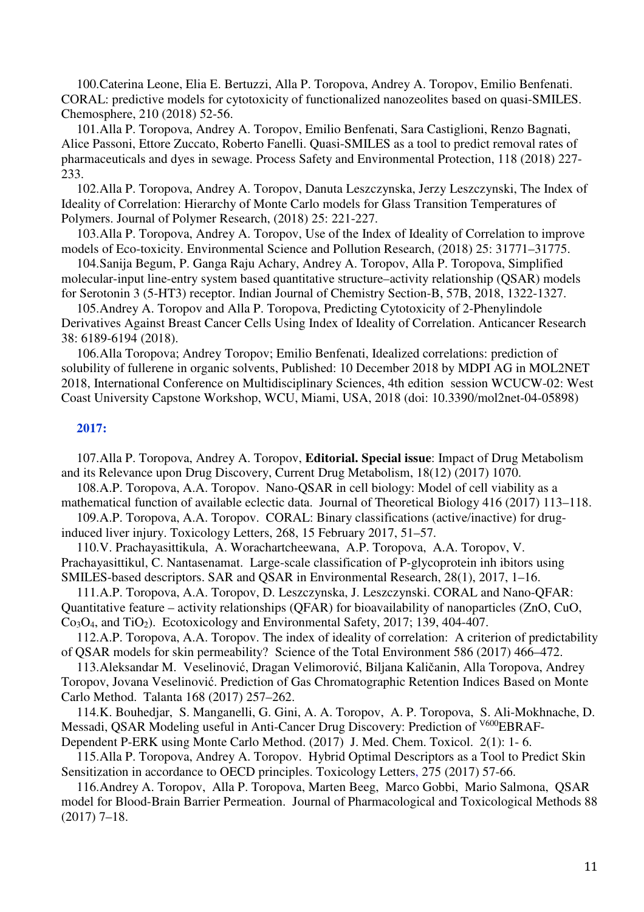100.Caterina Leone, Elia E. Bertuzzi, Alla P. Toropova, Andrey A. Toropov, Emilio Benfenati. CORAL: predictive models for cytotoxicity of functionalized nanozeolites based on quasi-SMILES. Chemosphere, 210 (2018) 52-56.

101.Alla P. Toropova, Andrey A. Toropov, Emilio Benfenati, Sara Castiglioni, Renzo Bagnati, Alice Passoni, Ettore Zuccato, Roberto Fanelli. Quasi-SMILES as a tool to predict removal rates of pharmaceuticals and dyes in sewage. Process Safety and Environmental Protection, 118 (2018) 227-233.

102.Alla P. Toropova, Andrey A. Toropov, Danuta Leszczynska, Jerzy Leszczynski, The Index of Ideality of Correlation: Hierarchy of Monte Carlo models for Glass Transition Temperatures of Polymers. Journal of Polymer Research, (2018) 25: 221-227.

103.Alla P. Toropova, Andrey A. Toropov, Use of the Index of Ideality of Correlation to improve models of Eco-toxicity. Environmental Science and Pollution Research, (2018) 25: 31771–31775.

104.Sanija Begum, P. Ganga Raju Achary, Andrey A. Toropov, Alla P. Toropova, Simplified molecular-input line-entry system based quantitative structure–activity relationship (QSAR) models for Serotonin 3 (5-HT3) receptor. Indian Journal of Chemistry Section-B, 57B, 2018, 1322-1327.

105.Andrey A. Toropov and Alla P. Toropova, Predicting Cytotoxicity of 2-Phenylindole Derivatives Against Breast Cancer Cells Using Index of Ideality of Correlation. Anticancer Research 38: 6189-6194 (2018).

106.Alla Toropova; Andrey Toropov; Emilio Benfenati, Idealized correlations: prediction of solubility of fullerene in organic solvents, Published: 10 December 2018 by MDPI AG in MOL2NET 2018, International Conference on Multidisciplinary Sciences, 4th edition session WCUCW-02: West Coast University Capstone Workshop, WCU, Miami, USA, 2018 (doi: 10.3390/mol2net-04-05898)

## 2017:

107.Alla P. Toropova, Andrey A. Toropov, **Editorial. Special issue**: Impact of Drug Metabolism and its Relevance upon Drug Discovery, Current Drug Metabolism, 18(12) (2017) 1070.

108.A.P. Toropova, A.A. Toropov. Nano-QSAR in cell biology: Model of cell viability as a mathematical function of available eclectic data. Journal of Theoretical Biology 416 (2017) 113–118.

109.A.P. Toropova, A.A. Toropov. CORAL: Binary classifications (active/inactive) for drug-induced liver injury. Toxicology Letters, 268, 15 February 2017, 51–57.

110.V. Prachayasittikula, A. Worachartcheewana, A.P. Toropova, A.A. Toropov, V. Prachayasittikul, C. Nantasenamat. Large-scale classification of P-glycoprotein inh ibitors using SMILES-based descriptors. SAR and QSAR in Environmental Research, 28(1), 2017, 1–16.

111.A.P. Toropova, A.A. Toropov, D. Leszczynska, J. Leszczynski. CORAL and Nano-QFAR: Quantitative feature – activity relationships (QFAR) for bioavailability of nanoparticles (ZnO, CuO, $Co_3O_4$, and $TiO_2$). Ecotoxicology and Environmental Safety, 2017; 139, 404-407.

112.A.P. Toropova, A.A. Toropov. The index of ideality of correlation: A criterion of predictability of QSAR models for skin permeability? Science of the Total Environment 586 (2017) 466–472.

113.Aleksandar M. Veselinović, Dragan Velimorović, Biljana Kaličanin, Alla Toropova, Andrey Toropov, Jovana Veselinović. Prediction of Gas Chromatographic Retention Indices Based on Monte Carlo Method. Talanta 168 (2017) 257–262.

114.K. Bouhedjar, S. Manganelli, G. Gini, A. A. Toropov, A. P. Toropova, S. Ali-Mokhnache, D. Messadi, QSAR Modeling useful in Anti-Cancer Drug Discovery: Prediction of $^{V600}$EBRAF-Dependent P-ERK using Monte Carlo Method. (2017) J. Med. Chem. Toxicol. 2(1): 1- 6.

115.Alla P. Toropova, Andrey A. Toropov. Hybrid Optimal Descriptors as a Tool to Predict Skin Sensitization in accordance to OECD principles. Toxicology Letters, 275 (2017) 57-66.

116.Andrey A. Toropov, Alla P. Toropova, Marten Beeg, Marco Gobbi, Mario Salmona, QSAR model for Blood-Brain Barrier Permeation. Journal of Pharmacological and Toxicological Methods 88 (2017) 7–18.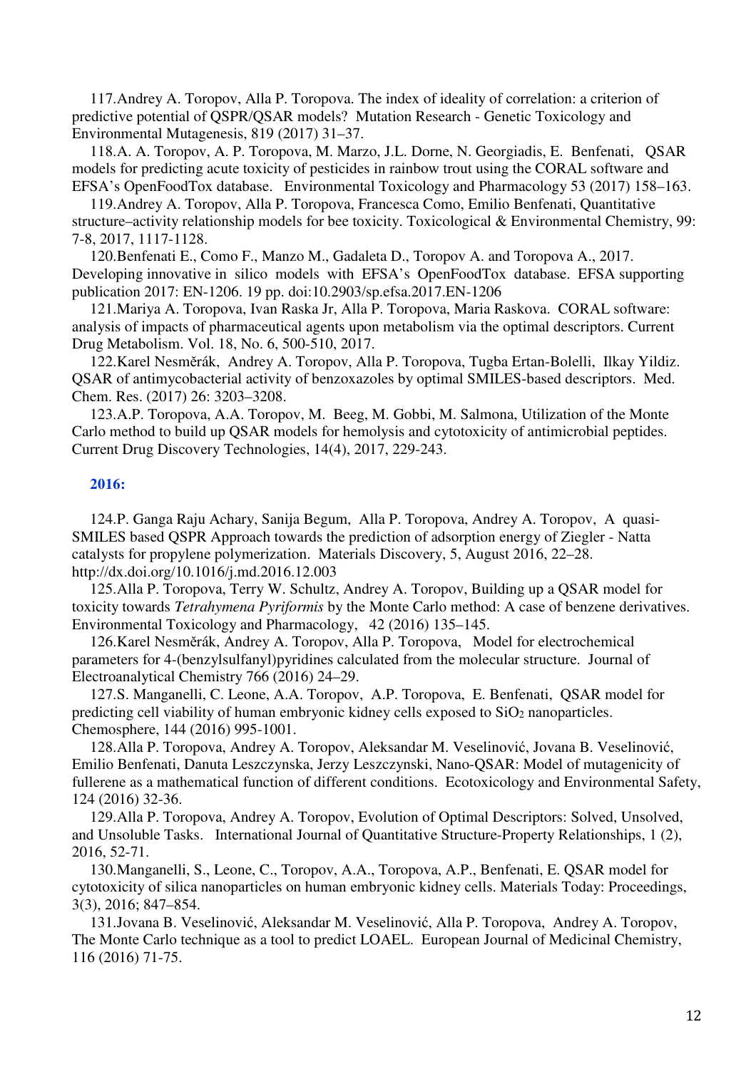117.Andrey A. Toropov, Alla P. Toropova. The index of ideality of correlation: a criterion of predictive potential of QSPR/QSAR models? Mutation Research - Genetic Toxicology and Environmental Mutagenesis, 819 (2017) 31–37.

118.A. A. Toropov, A. P. Toropova, M. Marzo, J.L. Dorne, N. Georgiadis, E. Benfenati, QSAR models for predicting acute toxicity of pesticides in rainbow trout using the CORAL software and EFSA's OpenFoodTox database. Environmental Toxicology and Pharmacology 53 (2017) 158–163.

119.Andrey A. Toropov, Alla P. Toropova, Francesca Como, Emilio Benfenati, Quantitative structure–activity relationship models for bee toxicity. Toxicological & Environmental Chemistry, 99: 7-8, 2017, 1117-1128.

120.Benfenati E., Como F., Manzo M., Gadaleta D., Toropov A. and Toropova A., 2017. Developing innovative in silico models with EFSA's OpenFoodTox database. EFSA supporting publication 2017: EN-1206. 19 pp. doi:10.2903/sp.efsa.2017.EN-1206

121.Mariya A. Toropova, Ivan Raska Jr, Alla P. Toropova, Maria Raskova. CORAL software: analysis of impacts of pharmaceutical agents upon metabolism via the optimal descriptors. Current Drug Metabolism. Vol. 18, No. 6, 500-510, 2017.

122.Karel Nesměrák, Andrey A. Toropov, Alla P. Toropova, Tugba Ertan-Bolelli, Ilkay Yildiz. QSAR of antimycobacterial activity of benzoxazoles by optimal SMILES-based descriptors. Med. Chem. Res. (2017) 26: 3203–3208.

123.A.P. Toropova, A.A. Toropov, M. Beeg, M. Gobbi, M. Salmona, Utilization of the Monte Carlo method to build up QSAR models for hemolysis and cytotoxicity of antimicrobial peptides. Current Drug Discovery Technologies, 14(4), 2017, 229-243.

### 2016:

124.P. Ganga Raju Achary, Sanija Begum, Alla P. Toropova, Andrey A. Toropov, A quasi-SMILES based QSPR Approach towards the prediction of adsorption energy of Ziegler - Natta catalysts for propylene polymerization. Materials Discovery, 5, August 2016, 22–28. http://dx.doi.org/10.1016/j.md.2016.12.003

125.Alla P. Toropova, Terry W. Schultz, Andrey A. Toropov, Building up a QSAR model for toxicity towards *Tetrahymena Pyriformis* by the Monte Carlo method: A case of benzene derivatives. Environmental Toxicology and Pharmacology, 42 (2016) 135–145.

126.Karel Nesměrák, Andrey A. Toropov, Alla P. Toropova, Model for electrochemical parameters for 4-(benzylsulfanyl)pyridines calculated from the molecular structure. Journal of Electroanalytical Chemistry 766 (2016) 24–29.

127.S. Manganelli, C. Leone, A.A. Toropov, A.P. Toropova, E. Benfenati, QSAR model for predicting cell viability of human embryonic kidney cells exposed to $SiO_2$ nanoparticles. Chemosphere, 144 (2016) 995-1001.

128.Alla P. Toropova, Andrey A. Toropov, Aleksandar M. Veselinović, Jovana B. Veselinović, Emilio Benfenati, Danuta Leszczynska, Jerzy Leszczynski, Nano-QSAR: Model of mutagenicity of fullerene as a mathematical function of different conditions. Ecotoxicology and Environmental Safety, 124 (2016) 32-36.

129.Alla P. Toropova, Andrey A. Toropov, Evolution of Optimal Descriptors: Solved, Unsolved, and Unsoluble Tasks. International Journal of Quantitative Structure-Property Relationships, 1 (2), 2016, 52-71.

130.Manganelli, S., Leone, C., Toropov, A.A., Toropova, A.P., Benfenati, E. QSAR model for cytotoxicity of silica nanoparticles on human embryonic kidney cells. Materials Today: Proceedings, 3(3), 2016; 847–854.

131.Jovana B. Veselinović, Aleksandar M. Veselinović, Alla P. Toropova, Andrey A. Toropov, The Monte Carlo technique as a tool to predict LOAEL. European Journal of Medicinal Chemistry, 116 (2016) 71-75.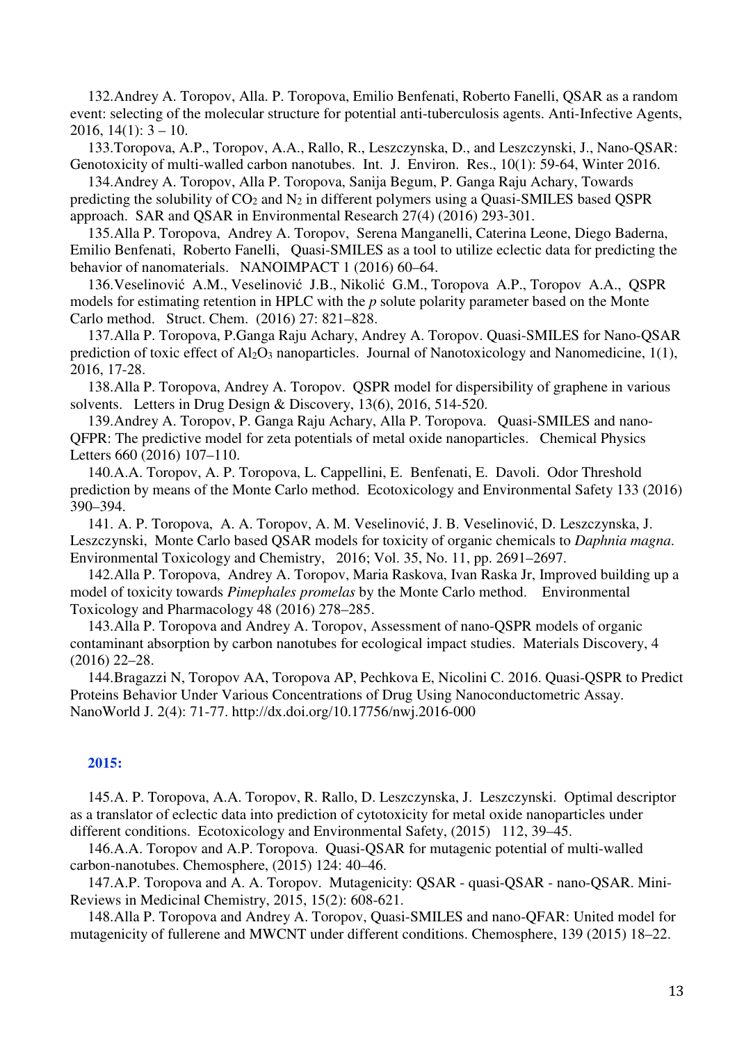132.Andrey A. Toropov, Alla. P. Toropova, Emilio Benfenati, Roberto Fanelli, QSAR as a random event: selecting of the molecular structure for potential anti-tuberculosis agents. Anti-Infective Agents, 2016, 14(1): 3 – 10.

133.Toropova, A.P., Toropov, A.A., Rallo, R., Leszczynska, D., and Leszczynski, J., Nano-QSAR: Genotoxicity of multi-walled carbon nanotubes. Int. J. Environ. Res., 10(1): 59-64, Winter 2016.

134.Andrey A. Toropov, Alla P. Toropova, Sanija Begum, P. Ganga Raju Achary, Towards predicting the solubility of $CO_2$ and $N_2$ in different polymers using a Quasi-SMILES based QSPR approach. SAR and QSAR in Environmental Research 27(4) (2016) 293-301.

135.Alla P. Toropova, Andrey A. Toropov, Serena Manganelli, Caterina Leone, Diego Baderna, Emilio Benfenati, Roberto Fanelli, Quasi-SMILES as a tool to utilize eclectic data for predicting the behavior of nanomaterials. NANOIMPACT 1 (2016) 60–64.

136.Veselinović A.M., Veselinović J.B., Nikolić G.M., Toropova A.P., Toropov A.A., QSPR models for estimating retention in HPLC with the *p* solute polarity parameter based on the Monte Carlo method. Struct. Chem. (2016) 27: 821–828.

137.Alla P. Toropova, P.Ganga Raju Achary, Andrey A. Toropov. Quasi-SMILES for Nano-QSAR prediction of toxic effect of $Al_2O_3$ nanoparticles. Journal of Nanotoxicology and Nanomedicine, 1(1), 2016, 17-28.

138.Alla P. Toropova, Andrey A. Toropov. QSPR model for dispersibility of graphene in various solvents. Letters in Drug Design & Discovery, 13(6), 2016, 514-520.

139.Andrey A. Toropov, P. Ganga Raju Achary, Alla P. Toropova. Quasi-SMILES and nano-QFPR: The predictive model for zeta potentials of metal oxide nanoparticles. Chemical Physics Letters 660 (2016) 107–110.

140.A.A. Toropov, A. P. Toropova, L. Cappellini, E. Benfenati, E. Davoli. Odor Threshold prediction by means of the Monte Carlo method. Ecotoxicology and Environmental Safety 133 (2016) 390–394.

141. A. P. Toropova, A. A. Toropov, A. M. Veselinović, J. B. Veselinović, D. Leszczynska, J. Leszczynski, Monte Carlo based QSAR models for toxicity of organic chemicals to *Daphnia magna*. Environmental Toxicology and Chemistry, 2016; Vol. 35, No. 11, pp. 2691–2697.

142.Alla P. Toropova, Andrey A. Toropov, Maria Raskova, Ivan Raska Jr, Improved building up a model of toxicity towards *Pimephales promelas* by the Monte Carlo method. Environmental Toxicology and Pharmacology 48 (2016) 278–285.

143.Alla P. Toropova and Andrey A. Toropov, Assessment of nano-QSPR models of organic contaminant absorption by carbon nanotubes for ecological impact studies. Materials Discovery, 4 (2016) 22–28.

144.Bragazzi N, Toropov AA, Toropova AP, Pechkova E, Nicolini C. 2016. Quasi-QSPR to Predict Proteins Behavior Under Various Concentrations of Drug Using Nanoconductometric Assay. NanoWorld J. 2(4): 71-77. http://dx.doi.org/10.17756/nwj.2016-000

## 2015:

145.A. P. Toropova, A.A. Toropov, R. Rallo, D. Leszczynska, J. Leszczynski. Optimal descriptor as a translator of eclectic data into prediction of cytotoxicity for metal oxide nanoparticles under different conditions. Ecotoxicology and Environmental Safety, (2015) 112, 39–45.

146.A.A. Toropov and A.P. Toropova. Quasi-QSAR for mutagenic potential of multi-walled carbon-nanotubes. Chemosphere, (2015) 124: 40–46.

147.A.P. Toropova and A. A. Toropov. Mutagenicity: QSAR - quasi-QSAR - nano-QSAR. Mini-Reviews in Medicinal Chemistry, 2015, 15(2): 608-621.

148.Alla P. Toropova and Andrey A. Toropov, Quasi-SMILES and nano-QFAR: United model for mutagenicity of fullerene and MWCNT under different conditions. Chemosphere, 139 (2015) 18–22.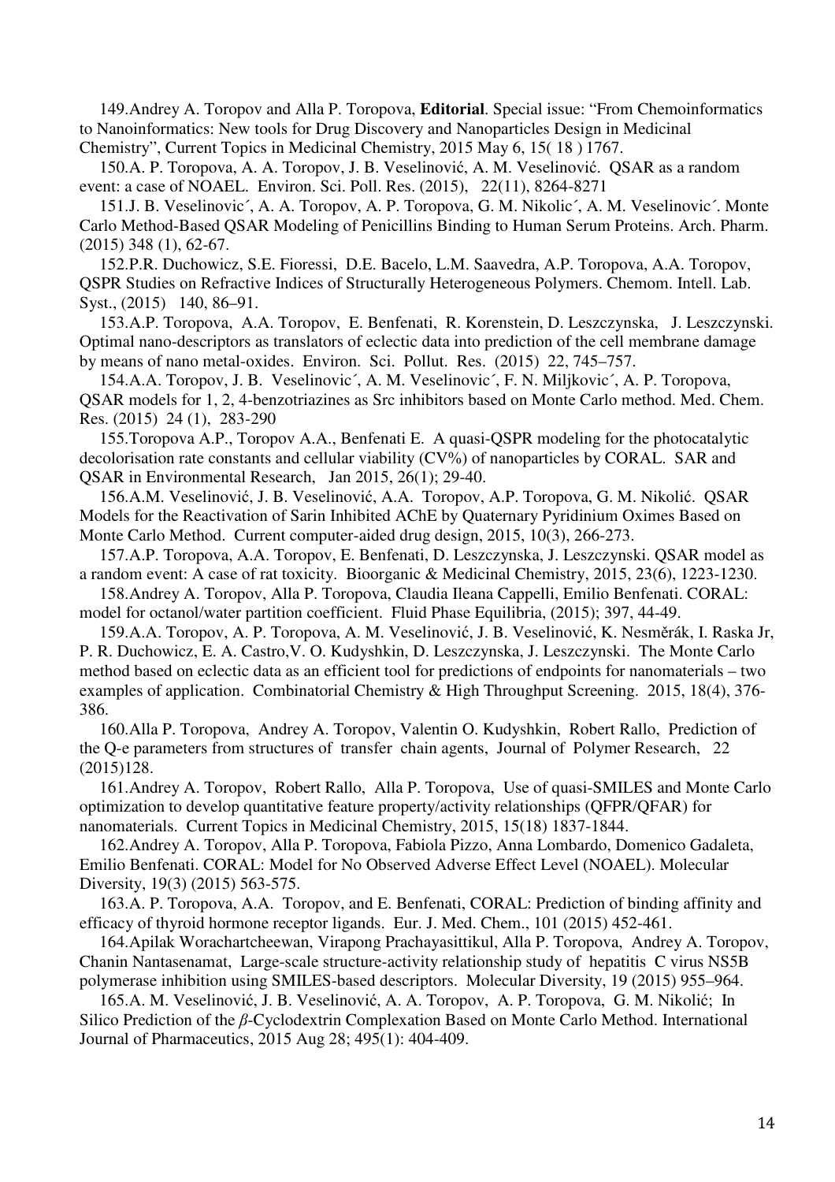149.Andrey A. Toropov and Alla P. Toropova, **Editorial**. Special issue: "From Chemoinformatics to Nanoinformatics: New tools for Drug Discovery and Nanoparticles Design in Medicinal Chemistry", Current Topics in Medicinal Chemistry, 2015 May 6, 15( 18 ) 1767.

150.A. P. Toropova, A. A. Toropov, J. B. Veselinović, A. M. Veselinović. QSAR as a random event: a case of NOAEL. Environ. Sci. Poll. Res. (2015), 22(11), 8264-8271

151.J. B. Veselinovic´, A. A. Toropov, A. P. Toropova, G. M. Nikolic´, A. M. Veselinovic´. Monte Carlo Method-Based QSAR Modeling of Penicillins Binding to Human Serum Proteins. Arch. Pharm. (2015) 348 (1), 62-67.

152.P.R. Duchowicz, S.E. Fioressi, D.E. Bacelo, L.M. Saavedra, A.P. Toropova, A.A. Toropov, QSPR Studies on Refractive Indices of Structurally Heterogeneous Polymers. Chemom. Intell. Lab. Syst., (2015) 140, 86–91.

153.A.P. Toropova, A.A. Toropov, E. Benfenati, R. Korenstein, D. Leszczynska, J. Leszczynski. Optimal nano-descriptors as translators of eclectic data into prediction of the cell membrane damage by means of nano metal-oxides. Environ. Sci. Pollut. Res. (2015) 22, 745–757.

154.A.A. Toropov, J. B. Veselinovic´, A. M. Veselinovic´, F. N. Miljkovic´, A. P. Toropova, QSAR models for 1, 2, 4-benzotriazines as Src inhibitors based on Monte Carlo method. Med. Chem. Res. (2015) 24 (1), 283-290

155.Toropova A.P., Toropov A.A., Benfenati E. A quasi-QSPR modeling for the photocatalytic decolorisation rate constants and cellular viability (CV%) of nanoparticles by CORAL. SAR and QSAR in Environmental Research, Jan 2015, 26(1); 29-40.

156.A.M. Veselinović, J. B. Veselinović, A.A. Toropov, A.P. Toropova, G. M. Nikolić. QSAR Models for the Reactivation of Sarin Inhibited AChE by Quaternary Pyridinium Oximes Based on Monte Carlo Method. Current computer-aided drug design, 2015, 10(3), 266-273.

157.A.P. Toropova, A.A. Toropov, E. Benfenati, D. Leszczynska, J. Leszczynski. QSAR model as a random event: A case of rat toxicity. Bioorganic & Medicinal Chemistry, 2015, 23(6), 1223-1230.

158.Andrey A. Toropov, Alla P. Toropova, Claudia Ileana Cappelli, Emilio Benfenati. CORAL: model for octanol/water partition coefficient. Fluid Phase Equilibria, (2015); 397, 44-49.

159.A.A. Toropov, A. P. Toropova, A. M. Veselinović, J. B. Veselinović, K. Nesměrák, I. Raska Jr, P. R. Duchowicz, E. A. Castro,V. O. Kudyshkin, D. Leszczynska, J. Leszczynski. The Monte Carlo method based on eclectic data as an efficient tool for predictions of endpoints for nanomaterials – two examples of application. Combinatorial Chemistry & High Throughput Screening. 2015, 18(4), 376-386.

160.Alla P. Toropova, Andrey A. Toropov, Valentin O. Kudyshkin, Robert Rallo, Prediction of the Q-e parameters from structures of transfer chain agents, Journal of Polymer Research, 22 (2015)128.

161.Andrey A. Toropov, Robert Rallo, Alla P. Toropova, Use of quasi-SMILES and Monte Carlo optimization to develop quantitative feature property/activity relationships (QFPR/QFAR) for nanomaterials. Current Topics in Medicinal Chemistry, 2015, 15(18) 1837-1844.

162.Andrey A. Toropov, Alla P. Toropova, Fabiola Pizzo, Anna Lombardo, Domenico Gadaleta, Emilio Benfenati. CORAL: Model for No Observed Adverse Effect Level (NOAEL). Molecular Diversity, 19(3) (2015) 563-575.

163.A. P. Toropova, A.A. Toropov, and E. Benfenati, CORAL: Prediction of binding affinity and efficacy of thyroid hormone receptor ligands. Eur. J. Med. Chem., 101 (2015) 452-461.

164.Apilak Worachartcheewan, Virapong Prachayasittikul, Alla P. Toropova, Andrey A. Toropov, Chanin Nantasenamat, Large-scale structure-activity relationship study of hepatitis C virus NS5B polymerase inhibition using SMILES-based descriptors. Molecular Diversity, 19 (2015) 955–964.

165.A. M. Veselinović, J. B. Veselinović, A. A. Toropov, A. P. Toropova, G. M. Nikolić; In Silico Prediction of the *β*-Cyclodextrin Complexation Based on Monte Carlo Method. International Journal of Pharmaceutics, 2015 Aug 28; 495(1): 404-409.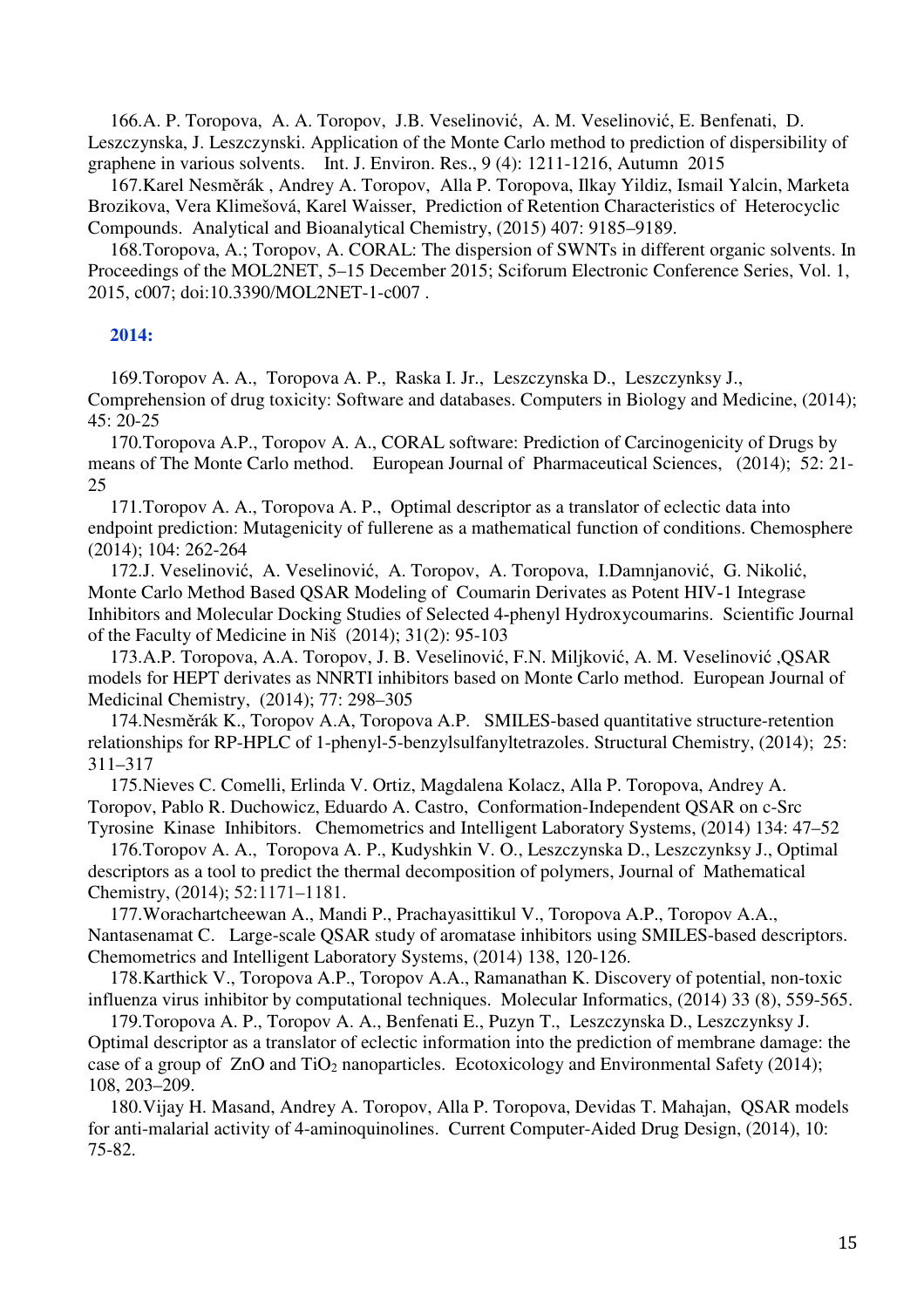166.A. P. Toropova, A. A. Toropov, J.B. Veselinović, A. M. Veselinović, E. Benfenati, D. Leszczynska, J. Leszczynski. Application of the Monte Carlo method to prediction of dispersibility of graphene in various solvents. Int. J. Environ. Res., 9 (4): 1211-1216, Autumn 2015

167.Karel Nesměrák , Andrey A. Toropov, Alla P. Toropova, Ilkay Yildiz, Ismail Yalcin, Marketa Brozikova, Vera Klimešová, Karel Waisser, Prediction of Retention Characteristics of Heterocyclic Compounds. Analytical and Bioanalytical Chemistry, (2015) 407: 9185–9189.

168.Toropova, A.; Toropov, A. CORAL: The dispersion of SWNTs in different organic solvents. In Proceedings of the MOL2NET, 5–15 December 2015; Sciforum Electronic Conference Series, Vol. 1, 2015, c007; doi:10.3390/MOL2NET-1-c007 .

**2014:**

169.Toropov A. A., Toropova A. P., Raska I. Jr., Leszczynska D., Leszczynksy J., Comprehension of drug toxicity: Software and databases. Computers in Biology and Medicine, (2014); 45: 20-25

170.Toropova A.P., Toropov A. A., CORAL software: Prediction of Carcinogenicity of Drugs by means of The Monte Carlo method. European Journal of Pharmaceutical Sciences, (2014); 52: 21-25

171.Toropov A. A., Toropova A. P., Optimal descriptor as a translator of eclectic data into endpoint prediction: Mutagenicity of fullerene as a mathematical function of conditions. Chemosphere (2014); 104: 262-264

172.J. Veselinović, A. Veselinović, A. Toropov, A. Toropova, I.Damnjanović, G. Nikolić, Monte Carlo Method Based QSAR Modeling of Coumarin Derivates as Potent HIV-1 Integrase Inhibitors and Molecular Docking Studies of Selected 4-phenyl Hydroxycoumarins. Scientific Journal of the Faculty of Medicine in Niš (2014); 31(2): 95-103

173.A.P. Toropova, A.A. Toropov, J. B. Veselinović, F.N. Miljković, A. M. Veselinović ,QSAR models for HEPT derivates as NNRTI inhibitors based on Monte Carlo method. European Journal of Medicinal Chemistry, (2014); 77: 298–305

174.Nesměrák K., Toropov A.A, Toropova A.P. SMILES-based quantitative structure-retention relationships for RP-HPLC of 1-phenyl-5-benzylsulfanyltetrazoles. Structural Chemistry, (2014); 25: 311–317

175.Nieves C. Comelli, Erlinda V. Ortiz, Magdalena Kolacz, Alla P. Toropova, Andrey A. Toropov, Pablo R. Duchowicz, Eduardo A. Castro, Conformation-Independent QSAR on c-Src Tyrosine Kinase Inhibitors. Chemometrics and Intelligent Laboratory Systems, (2014) 134: 47–52

176.Toropov A. A., Toropova A. P., Kudyshkin V. O., Leszczynska D., Leszczynksy J., Optimal descriptors as a tool to predict the thermal decomposition of polymers, Journal of Mathematical Chemistry, (2014); 52:1171–1181.

177.Worachartcheewan A., Mandi P., Prachayasittikul V., Toropova A.P., Toropov A.A., Nantasenamat C. Large-scale QSAR study of aromatase inhibitors using SMILES-based descriptors. Chemometrics and Intelligent Laboratory Systems, (2014) 138, 120-126.

178.Karthick V., Toropova A.P., Toropov A.A., Ramanathan K. Discovery of potential, non-toxic influenza virus inhibitor by computational techniques. Molecular Informatics, (2014) 33 (8), 559-565.

179.Toropova A. P., Toropov A. A., Benfenati E., Puzyn T., Leszczynska D., Leszczynksy J. Optimal descriptor as a translator of eclectic information into the prediction of membrane damage: the case of a group of ZnO and $TiO_2$ nanoparticles. Ecotoxicology and Environmental Safety (2014); 108, 203–209.

180.Vijay H. Masand, Andrey A. Toropov, Alla P. Toropova, Devidas T. Mahajan, QSAR models for anti-malarial activity of 4-aminoquinolines. Current Computer-Aided Drug Design, (2014), 10: 75-82.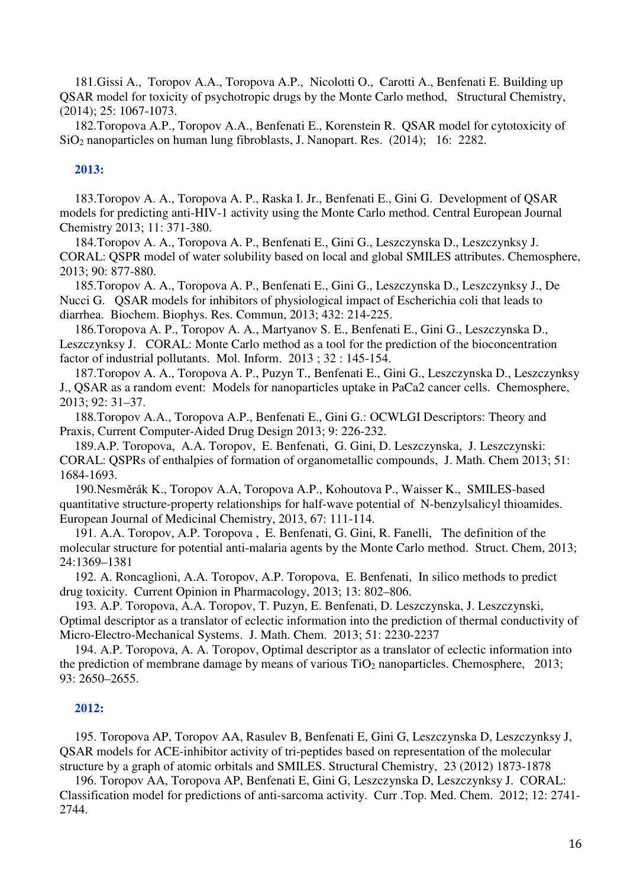181.Gissi A., Toropov A.A., Toropova A.P., Nicolotti O., Carotti A., Benfenati E. Building up QSAR model for toxicity of psychotropic drugs by the Monte Carlo method, Structural Chemistry, (2014); 25: 1067-1073.

182.Toropova A.P., Toropov A.A., Benfenati E., Korenstein R. QSAR model for cytotoxicity of $SiO_2$ nanoparticles on human lung fibroblasts, J. Nanopart. Res. (2014); 16: 2282.

**2013:**

183.Toropov A. A., Toropova A. P., Raska I. Jr., Benfenati E., Gini G. Development of QSAR models for predicting anti-HIV-1 activity using the Monte Carlo method. Central European Journal Chemistry 2013; 11: 371-380.

184.Toropov A. A., Toropova A. P., Benfenati E., Gini G., Leszczynska D., Leszczynksy J. CORAL: QSPR model of water solubility based on local and global SMILES attributes. Chemosphere, 2013; 90: 877-880.

185.Toropov A. A., Toropova A. P., Benfenati E., Gini G., Leszczynska D., Leszczynksy J., De Nucci G. QSAR models for inhibitors of physiological impact of Escherichia coli that leads to diarrhea. Biochem. Biophys. Res. Commun, 2013; 432: 214-225.

186.Toropova A. P., Toropov A. A., Martyanov S. E., Benfenati E., Gini G., Leszczynska D., Leszczynksy J. CORAL: Monte Carlo method as a tool for the prediction of the bioconcentration factor of industrial pollutants. Mol. Inform. 2013 ; 32 : 145-154.

187.Toropov A. A., Toropova A. P., Puzyn T., Benfenati E., Gini G., Leszczynska D., Leszczynksy J., QSAR as a random event: Models for nanoparticles uptake in PaCa2 cancer cells. Chemosphere, 2013; 92: 31–37.

188.Toropov A.A., Toropova A.P., Benfenati E., Gini G.: OCWLGI Descriptors: Theory and Praxis, Current Computer-Aided Drug Design 2013; 9: 226-232.

189.A.P. Toropova, A.A. Toropov, E. Benfenati, G. Gini, D. Leszczynska, J. Leszczynski: CORAL: QSPRs of enthalpies of formation of organometallic compounds, J. Math. Chem 2013; 51: 1684-1693.

190.Nesměrák K., Toropov A.A, Toropova A.P., Kohoutova P., Waisser K., SMILES-based quantitative structure-property relationships for half-wave potential of N-benzylsalicyl thioamides. European Journal of Medicinal Chemistry, 2013, 67: 111-114.

191. A.A. Toropov, A.P. Toropova , E. Benfenati, G. Gini, R. Fanelli, The definition of the molecular structure for potential anti-malaria agents by the Monte Carlo method. Struct. Chem, 2013; 24:1369–1381

192. A. Roncaglioni, A.A. Toropov, A.P. Toropova, E. Benfenati, In silico methods to predict drug toxicity. Current Opinion in Pharmacology, 2013; 13: 802–806.

193. A.P. Toropova, A.A. Toropov, T. Puzyn, E. Benfenati, D. Leszczynska, J. Leszczynski, Optimal descriptor as a translator of eclectic information into the prediction of thermal conductivity of Micro-Electro-Mechanical Systems. J. Math. Chem. 2013; 51: 2230-2237

194. A.P. Toropova, A. A. Toropov, Optimal descriptor as a translator of eclectic information into the prediction of membrane damage by means of various $TiO_2$ nanoparticles. Chemosphere, 2013; 93: 2650–2655.

**2012:**

195. Toropova AP, Toropov AA, Rasulev B, Benfenati E, Gini G, Leszczynska D, Leszczynksy J, QSAR models for ACE-inhibitor activity of tri-peptides based on representation of the molecular structure by a graph of atomic orbitals and SMILES. Structural Chemistry, 23 (2012) 1873-1878

196. Toropov AA, Toropova AP, Benfenati E, Gini G, Leszczynska D, Leszczynksy J. CORAL: Classification model for predictions of anti-sarcoma activity. Curr .Top. Med. Chem. 2012; 12: 2741-2744.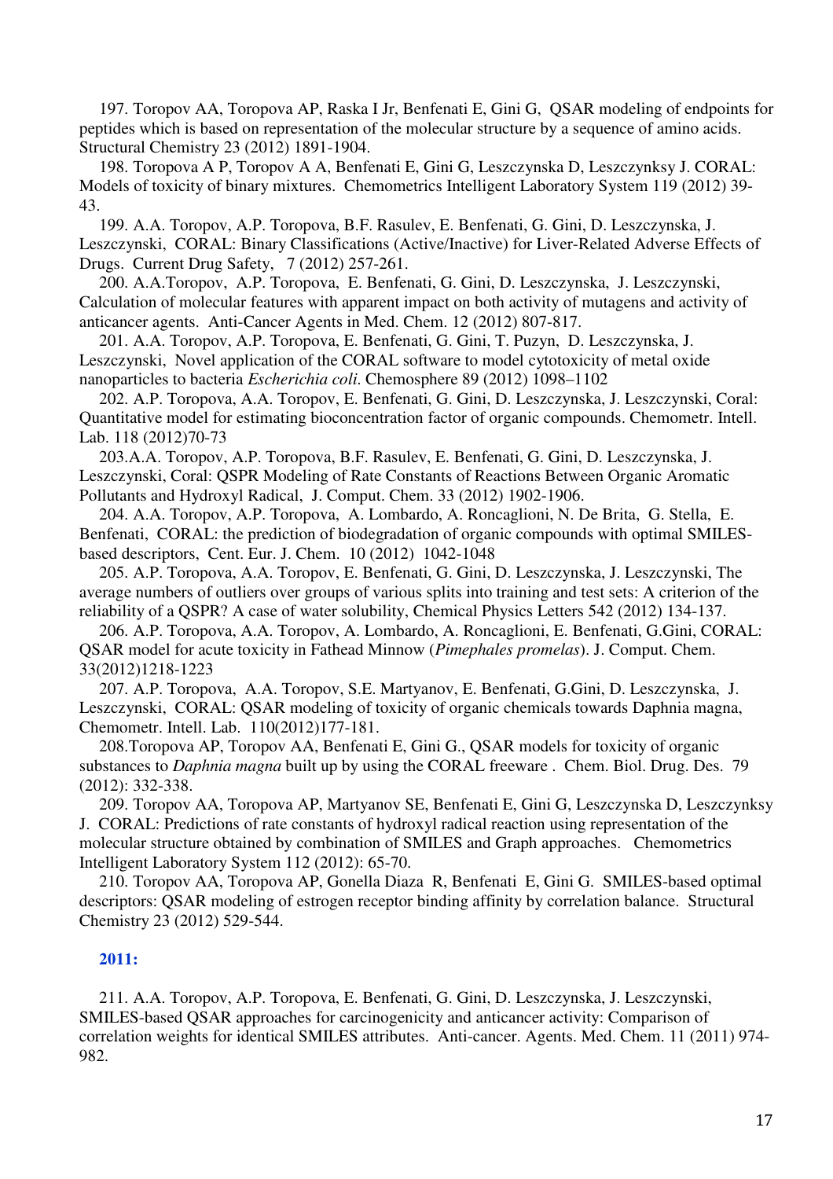197. Toropov AA, Toropova AP, Raska I Jr, Benfenati E, Gini G, QSAR modeling of endpoints for peptides which is based on representation of the molecular structure by a sequence of amino acids. Structural Chemistry 23 (2012) 1891-1904.

198. Toropova A P, Toropov A A, Benfenati E, Gini G, Leszczynska D, Leszczynksy J. CORAL: Models of toxicity of binary mixtures. Chemometrics Intelligent Laboratory System 119 (2012) 39-43.

199. A.A. Toropov, A.P. Toropova, B.F. Rasulev, E. Benfenati, G. Gini, D. Leszczynska, J. Leszczynski, CORAL: Binary Classifications (Active/Inactive) for Liver-Related Adverse Effects of Drugs. Current Drug Safety, 7 (2012) 257-261.

200. A.A.Toropov, A.P. Toropova, E. Benfenati, G. Gini, D. Leszczynska, J. Leszczynski, Calculation of molecular features with apparent impact on both activity of mutagens and activity of anticancer agents. Anti-Cancer Agents in Med. Chem. 12 (2012) 807-817.

201. A.A. Toropov, A.P. Toropova, E. Benfenati, G. Gini, T. Puzyn, D. Leszczynska, J. Leszczynski, Novel application of the CORAL software to model cytotoxicity of metal oxide nanoparticles to bacteria *Escherichia coli*. Chemosphere 89 (2012) 1098–1102

202. A.P. Toropova, A.A. Toropov, E. Benfenati, G. Gini, D. Leszczynska, J. Leszczynski, Coral: Quantitative model for estimating bioconcentration factor of organic compounds. Chemometr. Intell. Lab. 118 (2012)70-73

203.A.A. Toropov, A.P. Toropova, B.F. Rasulev, E. Benfenati, G. Gini, D. Leszczynska, J. Leszczynski, Coral: QSPR Modeling of Rate Constants of Reactions Between Organic Aromatic Pollutants and Hydroxyl Radical, J. Comput. Chem. 33 (2012) 1902-1906.

204. A.A. Toropov, A.P. Toropova, A. Lombardo, A. Roncaglioni, N. De Brita, G. Stella, E. Benfenati, CORAL: the prediction of biodegradation of organic compounds with optimal SMILES-based descriptors, Cent. Eur. J. Chem. 10 (2012) 1042-1048

205. A.P. Toropova, A.A. Toropov, E. Benfenati, G. Gini, D. Leszczynska, J. Leszczynski, The average numbers of outliers over groups of various splits into training and test sets: A criterion of the reliability of a QSPR? A case of water solubility, Chemical Physics Letters 542 (2012) 134-137.

206. A.P. Toropova, A.A. Toropov, A. Lombardo, A. Roncaglioni, E. Benfenati, G.Gini, CORAL: QSAR model for acute toxicity in Fathead Minnow (*Pimephales promelas*). J. Comput. Chem. 33(2012)1218-1223

207. A.P. Toropova, A.A. Toropov, S.E. Martyanov, E. Benfenati, G.Gini, D. Leszczynska, J. Leszczynski, CORAL: QSAR modeling of toxicity of organic chemicals towards Daphnia magna, Chemometr. Intell. Lab. 110(2012)177-181.

208.Toropova AP, Toropov AA, Benfenati E, Gini G., QSAR models for toxicity of organic substances to *Daphnia magna* built up by using the CORAL freeware . Chem. Biol. Drug. Des. 79 (2012): 332-338.

209. Toropov AA, Toropova AP, Martyanov SE, Benfenati E, Gini G, Leszczynska D, Leszczynksy J. CORAL: Predictions of rate constants of hydroxyl radical reaction using representation of the molecular structure obtained by combination of SMILES and Graph approaches. Chemometrics Intelligent Laboratory System 112 (2012): 65-70.

210. Toropov AA, Toropova AP, Gonella Diaza R, Benfenati E, Gini G. SMILES-based optimal descriptors: QSAR modeling of estrogen receptor binding affinity by correlation balance. Structural Chemistry 23 (2012) 529-544.

**2011:**

211. A.A. Toropov, A.P. Toropova, E. Benfenati, G. Gini, D. Leszczynska, J. Leszczynski, SMILES-based QSAR approaches for carcinogenicity and anticancer activity: Comparison of correlation weights for identical SMILES attributes. Anti-cancer. Agents. Med. Chem. 11 (2011) 974-982.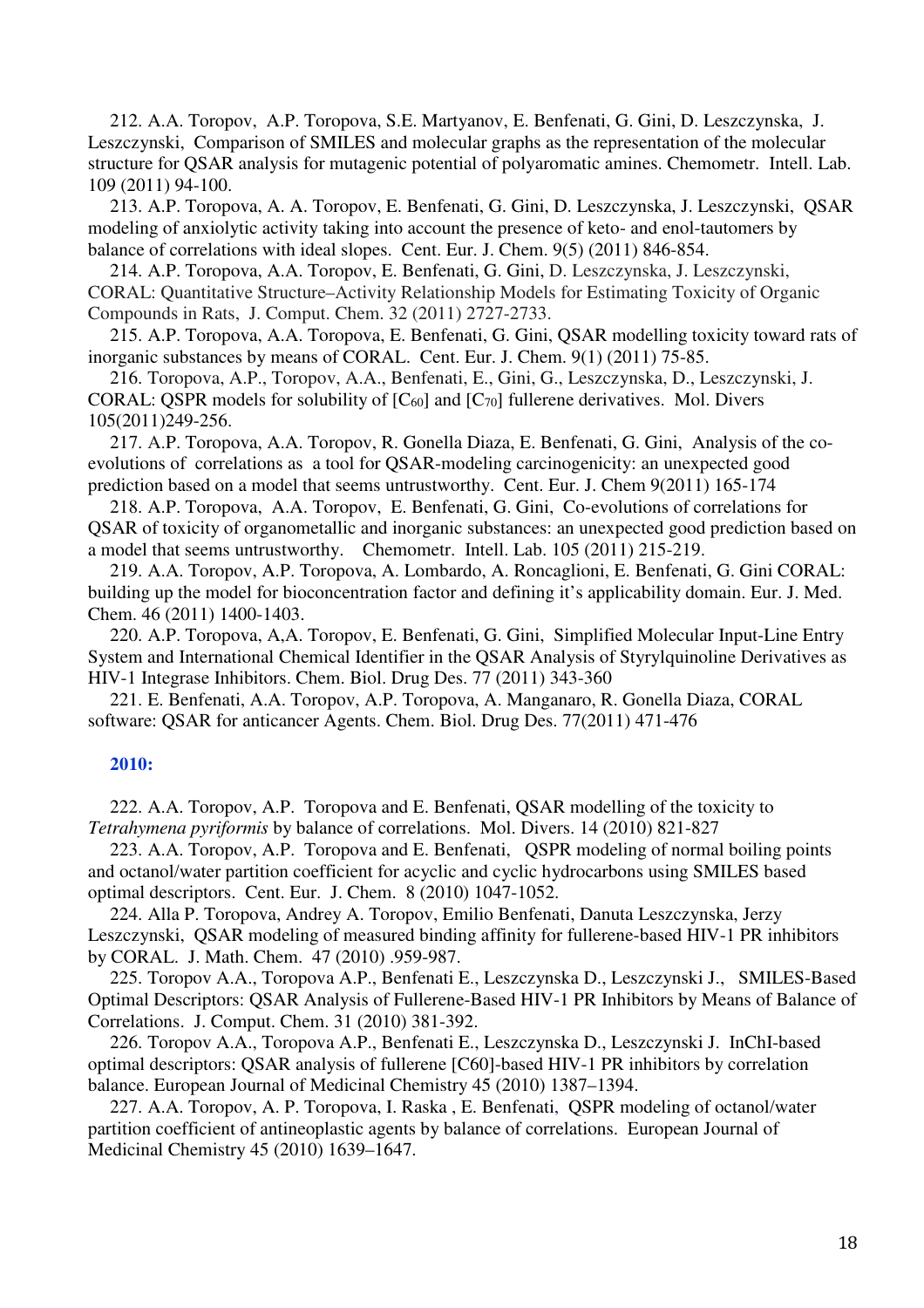212. A.A. Toropov, A.P. Toropova, S.E. Martyanov, E. Benfenati, G. Gini, D. Leszczynska, J. Leszczynski, Comparison of SMILES and molecular graphs as the representation of the molecular structure for QSAR analysis for mutagenic potential of polyaromatic amines. Chemometr. Intell. Lab. 109 (2011) 94-100.

213. A.P. Toropova, A. A. Toropov, E. Benfenati, G. Gini, D. Leszczynska, J. Leszczynski, QSAR modeling of anxiolytic activity taking into account the presence of keto- and enol-tautomers by balance of correlations with ideal slopes. Cent. Eur. J. Chem. 9(5) (2011) 846-854.

214. A.P. Toropova, A.A. Toropov, E. Benfenati, G. Gini, D. Leszczynska, J. Leszczynski, CORAL: Quantitative Structure–Activity Relationship Models for Estimating Toxicity of Organic Compounds in Rats, J. Comput. Chem. 32 (2011) 2727-2733.

215. A.P. Toropova, A.A. Toropova, E. Benfenati, G. Gini, QSAR modelling toxicity toward rats of inorganic substances by means of CORAL. Cent. Eur. J. Chem. 9(1) (2011) 75-85.

216. Toropova, A.P., Toropov, A.A., Benfenati, E., Gini, G., Leszczynska, D., Leszczynski, J. CORAL: QSPR models for solubility of [$C_{60}$] and [$C_{70}$] fullerene derivatives. Mol. Divers 105(2011)249-256.

217. A.P. Toropova, A.A. Toropov, R. Gonella Diaza, E. Benfenati, G. Gini, Analysis of the co-evolutions of correlations as a tool for QSAR-modeling carcinogenicity: an unexpected good prediction based on a model that seems untrustworthy. Cent. Eur. J. Chem 9(2011) 165-174

218. A.P. Toropova, A.A. Toropov, E. Benfenati, G. Gini, Co-evolutions of correlations for QSAR of toxicity of organometallic and inorganic substances: an unexpected good prediction based on a model that seems untrustworthy. Chemometr. Intell. Lab. 105 (2011) 215-219.

219. A.A. Toropov, A.P. Toropova, A. Lombardo, A. Roncaglioni, E. Benfenati, G. Gini CORAL: building up the model for bioconcentration factor and defining it's applicability domain. Eur. J. Med. Chem. 46 (2011) 1400-1403.

220. A.P. Toropova, A,A. Toropov, E. Benfenati, G. Gini, Simplified Molecular Input-Line Entry System and International Chemical Identifier in the QSAR Analysis of Styrylquinoline Derivatives as HIV-1 Integrase Inhibitors. Chem. Biol. Drug Des. 77 (2011) 343-360

221. E. Benfenati, A.A. Toropov, A.P. Toropova, A. Manganaro, R. Gonella Diaza, CORAL software: QSAR for anticancer Agents. Chem. Biol. Drug Des. 77(2011) 471-476

**2010:**

222. A.A. Toropov, A.P. Toropova and E. Benfenati, QSAR modelling of the toxicity to *Tetrahymena pyriformis* by balance of correlations. Mol. Divers. 14 (2010) 821-827

223. A.A. Toropov, A.P. Toropova and E. Benfenati, QSPR modeling of normal boiling points and octanol/water partition coefficient for acyclic and cyclic hydrocarbons using SMILES based optimal descriptors. Cent. Eur. J. Chem. 8 (2010) 1047-1052.

224. Alla P. Toropova, Andrey A. Toropov, Emilio Benfenati, Danuta Leszczynska, Jerzy Leszczynski, QSAR modeling of measured binding affinity for fullerene-based HIV-1 PR inhibitors by CORAL. J. Math. Chem. 47 (2010) .959-987.

225. Toropov A.A., Toropova A.P., Benfenati E., Leszczynska D., Leszczynski J., SMILES-Based Optimal Descriptors: QSAR Analysis of Fullerene-Based HIV-1 PR Inhibitors by Means of Balance of Correlations. J. Comput. Chem. 31 (2010) 381-392.

226. Toropov A.A., Toropova A.P., Benfenati E., Leszczynska D., Leszczynski J. InChI-based optimal descriptors: QSAR analysis of fullerene [C60]-based HIV-1 PR inhibitors by correlation balance. European Journal of Medicinal Chemistry 45 (2010) 1387–1394.

227. A.A. Toropov, A. P. Toropova, I. Raska , E. Benfenati, QSPR modeling of octanol/water partition coefficient of antineoplastic agents by balance of correlations. European Journal of Medicinal Chemistry 45 (2010) 1639–1647.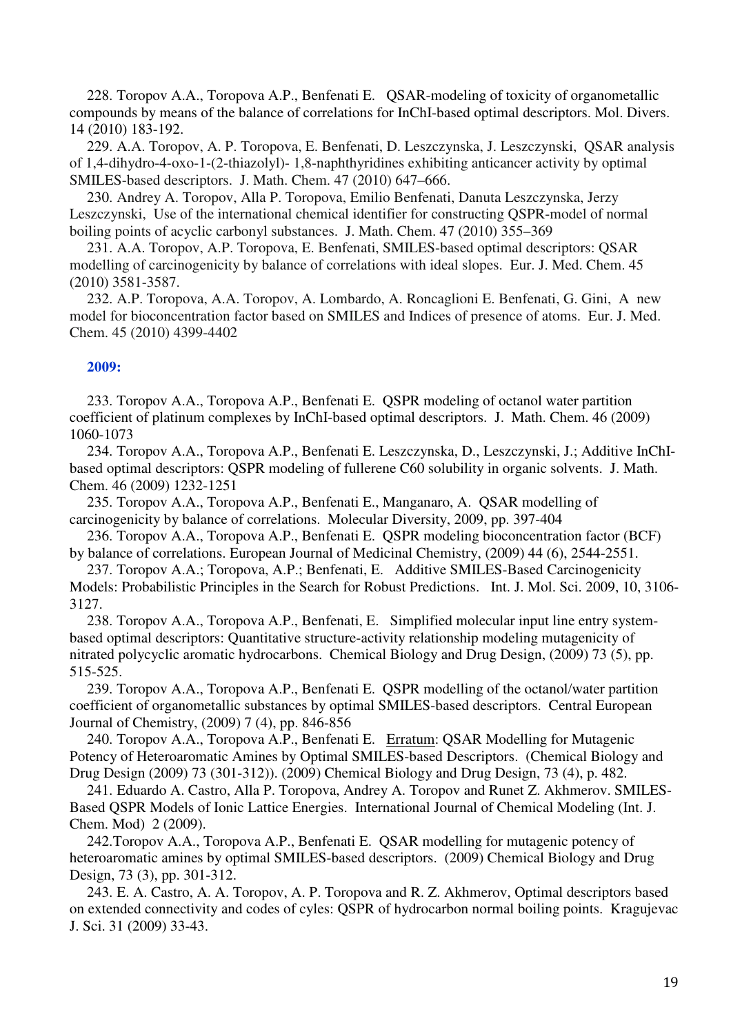228. Toropov A.A., Toropova A.P., Benfenati E. QSAR-modeling of toxicity of organometallic compounds by means of the balance of correlations for InChI-based optimal descriptors. Mol. Divers. 14 (2010) 183-192.

229. A.A. Toropov, A. P. Toropova, E. Benfenati, D. Leszczynska, J. Leszczynski, QSAR analysis of 1,4-dihydro-4-oxo-1-(2-thiazolyl)- 1,8-naphthyridines exhibiting anticancer activity by optimal SMILES-based descriptors. J. Math. Chem. 47 (2010) 647–666.

230. Andrey A. Toropov, Alla P. Toropova, Emilio Benfenati, Danuta Leszczynska, Jerzy Leszczynski, Use of the international chemical identifier for constructing QSPR-model of normal boiling points of acyclic carbonyl substances. J. Math. Chem. 47 (2010) 355–369

231. A.A. Toropov, A.P. Toropova, E. Benfenati, SMILES-based optimal descriptors: QSAR modelling of carcinogenicity by balance of correlations with ideal slopes. Eur. J. Med. Chem. 45 (2010) 3581-3587.

232. A.P. Toropova, A.A. Toropov, A. Lombardo, A. Roncaglioni E. Benfenati, G. Gini, A new model for bioconcentration factor based on SMILES and Indices of presence of atoms. Eur. J. Med. Chem. 45 (2010) 4399-4402

**2009:**

233. Toropov A.A., Toropova A.P., Benfenati E. QSPR modeling of octanol water partition coefficient of platinum complexes by InChI-based optimal descriptors. J. Math. Chem. 46 (2009) 1060-1073

234. Toropov A.A., Toropova A.P., Benfenati E. Leszczynska, D., Leszczynski, J.; Additive InChI-based optimal descriptors: QSPR modeling of fullerene C60 solubility in organic solvents. J. Math. Chem. 46 (2009) 1232-1251

235. Toropov A.A., Toropova A.P., Benfenati E., Manganaro, A. QSAR modelling of carcinogenicity by balance of correlations. Molecular Diversity, 2009, pp. 397-404

236. Toropov A.A., Toropova A.P., Benfenati E. QSPR modeling bioconcentration factor (BCF) by balance of correlations. European Journal of Medicinal Chemistry, (2009) 44 (6), 2544-2551.

237. Toropov A.A.; Toropova, A.P.; Benfenati, E. Additive SMILES-Based Carcinogenicity Models: Probabilistic Principles in the Search for Robust Predictions. Int. J. Mol. Sci. 2009, 10, 3106-3127.

238. Toropov A.A., Toropova A.P., Benfenati, E. Simplified molecular input line entry system-based optimal descriptors: Quantitative structure-activity relationship modeling mutagenicity of nitrated polycyclic aromatic hydrocarbons. Chemical Biology and Drug Design, (2009) 73 (5), pp. 515-525.

239. Toropov A.A., Toropova A.P., Benfenati E. QSPR modelling of the octanol/water partition coefficient of organometallic substances by optimal SMILES-based descriptors. Central European Journal of Chemistry, (2009) 7 (4), pp. 846-856

240. Toropov A.A., Toropova A.P., Benfenati E. Erratum: QSAR Modelling for Mutagenic Potency of Heteroaromatic Amines by Optimal SMILES-based Descriptors. (Chemical Biology and Drug Design (2009) 73 (301-312)). (2009) Chemical Biology and Drug Design, 73 (4), p. 482.

241. Eduardo A. Castro, Alla P. Toropova, Andrey A. Toropov and Runet Z. Akhmerov. SMILES-Based QSPR Models of Ionic Lattice Energies. International Journal of Chemical Modeling (Int. J. Chem. Mod) 2 (2009).

242.Toropov A.A., Toropova A.P., Benfenati E. QSAR modelling for mutagenic potency of heteroaromatic amines by optimal SMILES-based descriptors. (2009) Chemical Biology and Drug Design, 73 (3), pp. 301-312.

243. E. A. Castro, A. A. Toropov, A. P. Toropova and R. Z. Akhmerov, Optimal descriptors based on extended connectivity and codes of cyles: QSPR of hydrocarbon normal boiling points. Kragujevac J. Sci. 31 (2009) 33-43.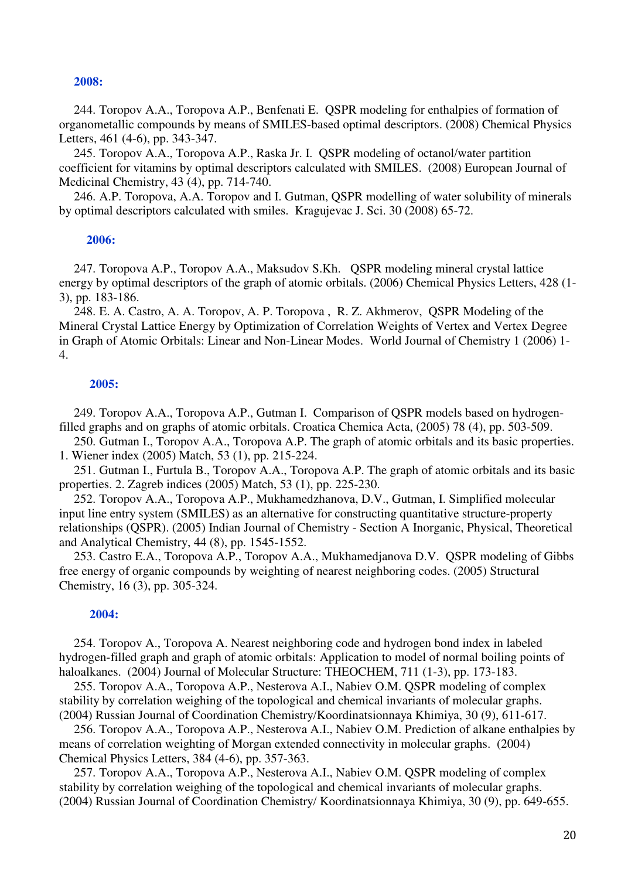**2008:**

244. Toropov A.A., Toropova A.P., Benfenati E. QSPR modeling for enthalpies of formation of organometallic compounds by means of SMILES-based optimal descriptors. (2008) Chemical Physics Letters, 461 (4-6), pp. 343-347.

245. Toropov A.A., Toropova A.P., Raska Jr. I. QSPR modeling of octanol/water partition coefficient for vitamins by optimal descriptors calculated with SMILES. (2008) European Journal of Medicinal Chemistry, 43 (4), pp. 714-740.

246. A.P. Toropova, A.A. Toropov and I. Gutman, QSPR modelling of water solubility of minerals by optimal descriptors calculated with smiles. Kragujevac J. Sci. 30 (2008) 65-72.

**2006:**

247. Toropova A.P., Toropov A.A., Maksudov S.Kh. QSPR modeling mineral crystal lattice energy by optimal descriptors of the graph of atomic orbitals. (2006) Chemical Physics Letters, 428 (1-3), pp. 183-186.

248. E. A. Castro, A. A. Toropov, A. P. Toropova , R. Z. Akhmerov, QSPR Modeling of the Mineral Crystal Lattice Energy by Optimization of Correlation Weights of Vertex and Vertex Degree in Graph of Atomic Orbitals: Linear and Non-Linear Modes. World Journal of Chemistry 1 (2006) 1-4.

**2005:**

249. Toropov A.A., Toropova A.P., Gutman I. Comparison of QSPR models based on hydrogen-filled graphs and on graphs of atomic orbitals. Croatica Chemica Acta, (2005) 78 (4), pp. 503-509.

250. Gutman I., Toropov A.A., Toropova A.P. The graph of atomic orbitals and its basic properties. 1. Wiener index (2005) Match, 53 (1), pp. 215-224.

251. Gutman I., Furtula B., Toropov A.A., Toropova A.P. The graph of atomic orbitals and its basic properties. 2. Zagreb indices (2005) Match, 53 (1), pp. 225-230.

252. Toropov A.A., Toropova A.P., Mukhamedzhanova, D.V., Gutman, I. Simplified molecular input line entry system (SMILES) as an alternative for constructing quantitative structure-property relationships (QSPR). (2005) Indian Journal of Chemistry - Section A Inorganic, Physical, Theoretical and Analytical Chemistry, 44 (8), pp. 1545-1552.

253. Castro E.A., Toropova A.P., Toropov A.A., Mukhamedjanova D.V. QSPR modeling of Gibbs free energy of organic compounds by weighting of nearest neighboring codes. (2005) Structural Chemistry, 16 (3), pp. 305-324.

**2004:**

254. Toropov A., Toropova A. Nearest neighboring code and hydrogen bond index in labeled hydrogen-filled graph and graph of atomic orbitals: Application to model of normal boiling points of haloalkanes. (2004) Journal of Molecular Structure: THEOCHEM, 711 (1-3), pp. 173-183.

255. Toropov A.A., Toropova A.P., Nesterova A.I., Nabiev O.M. QSPR modeling of complex stability by correlation weighing of the topological and chemical invariants of molecular graphs. (2004) Russian Journal of Coordination Chemistry/Koordinatsionnaya Khimiya, 30 (9), 611-617.

256. Toropov A.A., Toropova A.P., Nesterova A.I., Nabiev O.M. Prediction of alkane enthalpies by means of correlation weighting of Morgan extended connectivity in molecular graphs. (2004) Chemical Physics Letters, 384 (4-6), pp. 357-363.

257. Toropov A.A., Toropova A.P., Nesterova A.I., Nabiev O.M. QSPR modeling of complex stability by correlation weighing of the topological and chemical invariants of molecular graphs. (2004) Russian Journal of Coordination Chemistry/ Koordinatsionnaya Khimiya, 30 (9), pp. 649-655.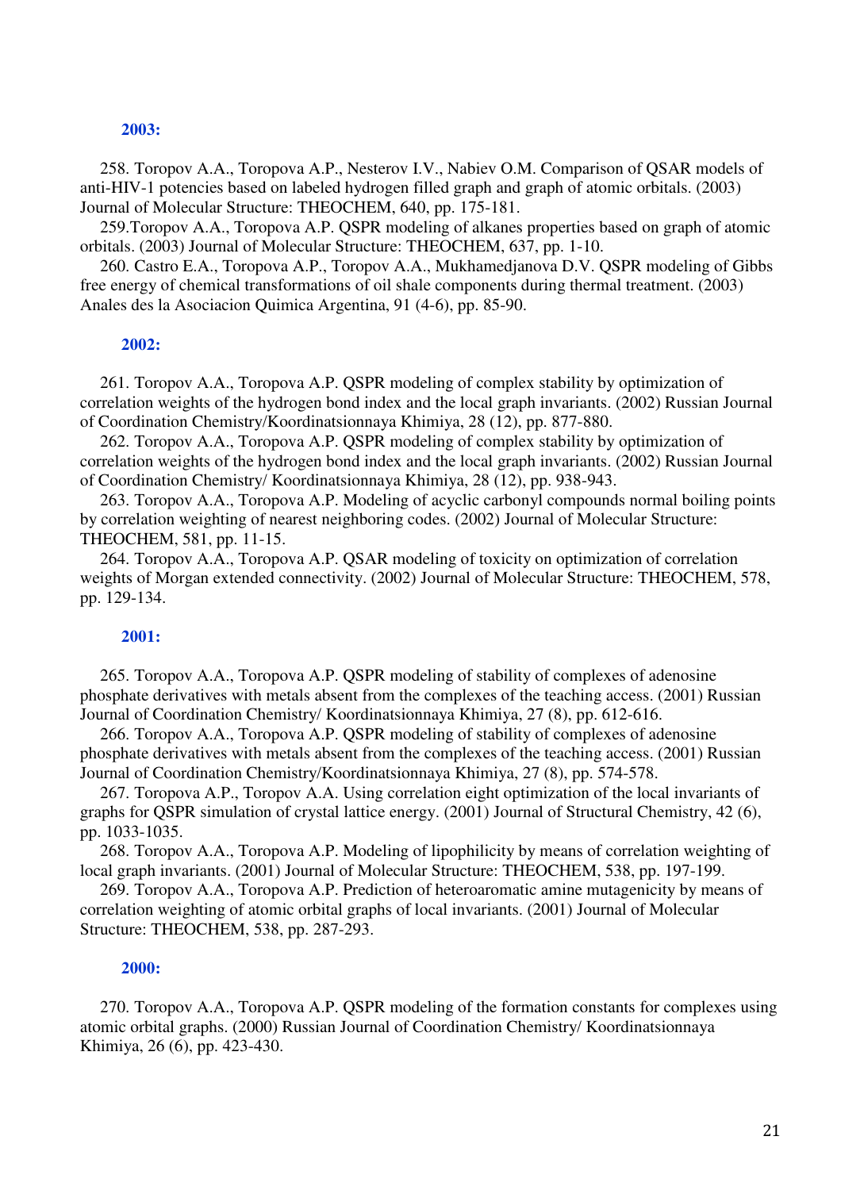**2003:**

258. Toropov A.A., Toropova A.P., Nesterov I.V., Nabiev O.M. Comparison of QSAR models of anti-HIV-1 potencies based on labeled hydrogen filled graph and graph of atomic orbitals. (2003) Journal of Molecular Structure: THEOCHEM, 640, pp. 175-181.

259.Toropov A.A., Toropova A.P. QSPR modeling of alkanes properties based on graph of atomic orbitals. (2003) Journal of Molecular Structure: THEOCHEM, 637, pp. 1-10.

260. Castro E.A., Toropova A.P., Toropov A.A., Mukhamedjanova D.V. QSPR modeling of Gibbs free energy of chemical transformations of oil shale components during thermal treatment. (2003) Anales des la Asociacion Quimica Argentina, 91 (4-6), pp. 85-90.

**2002:**

261. Toropov A.A., Toropova A.P. QSPR modeling of complex stability by optimization of correlation weights of the hydrogen bond index and the local graph invariants. (2002) Russian Journal of Coordination Chemistry/Koordinatsionnaya Khimiya, 28 (12), pp. 877-880.

262. Toropov A.A., Toropova A.P. QSPR modeling of complex stability by optimization of correlation weights of the hydrogen bond index and the local graph invariants. (2002) Russian Journal of Coordination Chemistry/ Koordinatsionnaya Khimiya, 28 (12), pp. 938-943.

263. Toropov A.A., Toropova A.P. Modeling of acyclic carbonyl compounds normal boiling points by correlation weighting of nearest neighboring codes. (2002) Journal of Molecular Structure: THEOCHEM, 581, pp. 11-15.

264. Toropov A.A., Toropova A.P. QSAR modeling of toxicity on optimization of correlation weights of Morgan extended connectivity. (2002) Journal of Molecular Structure: THEOCHEM, 578, pp. 129-134.

**2001:**

265. Toropov A.A., Toropova A.P. QSPR modeling of stability of complexes of adenosine phosphate derivatives with metals absent from the complexes of the teaching access. (2001) Russian Journal of Coordination Chemistry/ Koordinatsionnaya Khimiya, 27 (8), pp. 612-616.

266. Toropov A.A., Toropova A.P. QSPR modeling of stability of complexes of adenosine phosphate derivatives with metals absent from the complexes of the teaching access. (2001) Russian Journal of Coordination Chemistry/Koordinatsionnaya Khimiya, 27 (8), pp. 574-578.

267. Toropova A.P., Toropov A.A. Using correlation eight optimization of the local invariants of graphs for QSPR simulation of crystal lattice energy. (2001) Journal of Structural Chemistry, 42 (6), pp. 1033-1035.

268. Toropov A.A., Toropova A.P. Modeling of lipophilicity by means of correlation weighting of local graph invariants. (2001) Journal of Molecular Structure: THEOCHEM, 538, pp. 197-199.

269. Toropov A.A., Toropova A.P. Prediction of heteroaromatic amine mutagenicity by means of correlation weighting of atomic orbital graphs of local invariants. (2001) Journal of Molecular Structure: THEOCHEM, 538, pp. 287-293.

**2000:**

270. Toropov A.A., Toropova A.P. QSPR modeling of the formation constants for complexes using atomic orbital graphs. (2000) Russian Journal of Coordination Chemistry/ Koordinatsionnaya Khimiya, 26 (6), pp. 423-430.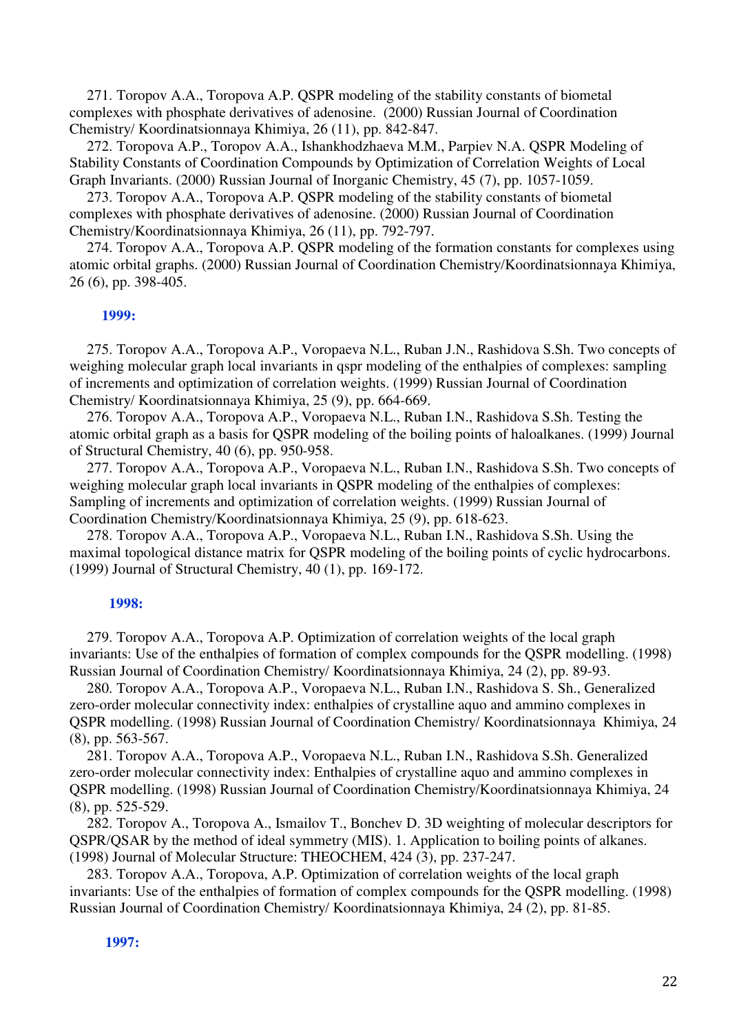271. Toropov A.A., Toropova A.P. QSPR modeling of the stability constants of biometal complexes with phosphate derivatives of adenosine. (2000) Russian Journal of Coordination Chemistry/ Koordinatsionnaya Khimiya, 26 (11), pp. 842-847.

272. Toropova A.P., Toropov A.A., Ishankhodzhaeva M.M., Parpiev N.A. QSPR Modeling of Stability Constants of Coordination Compounds by Optimization of Correlation Weights of Local Graph Invariants. (2000) Russian Journal of Inorganic Chemistry, 45 (7), pp. 1057-1059.

273. Toropov A.A., Toropova A.P. QSPR modeling of the stability constants of biometal complexes with phosphate derivatives of adenosine. (2000) Russian Journal of Coordination Chemistry/Koordinatsionnaya Khimiya, 26 (11), pp. 792-797.

274. Toropov A.A., Toropova A.P. QSPR modeling of the formation constants for complexes using atomic orbital graphs. (2000) Russian Journal of Coordination Chemistry/Koordinatsionnaya Khimiya, 26 (6), pp. 398-405.

**1999:**

275. Toropov A.A., Toropova A.P., Voropaeva N.L., Ruban J.N., Rashidova S.Sh. Two concepts of weighing molecular graph local invariants in qspr modeling of the enthalpies of complexes: sampling of increments and optimization of correlation weights. (1999) Russian Journal of Coordination Chemistry/ Koordinatsionnaya Khimiya, 25 (9), pp. 664-669.

276. Toropov A.A., Toropova A.P., Voropaeva N.L., Ruban I.N., Rashidova S.Sh. Testing the atomic orbital graph as a basis for QSPR modeling of the boiling points of haloalkanes. (1999) Journal of Structural Chemistry, 40 (6), pp. 950-958.

277. Toropov A.A., Toropova A.P., Voropaeva N.L., Ruban I.N., Rashidova S.Sh. Two concepts of weighing molecular graph local invariants in QSPR modeling of the enthalpies of complexes: Sampling of increments and optimization of correlation weights. (1999) Russian Journal of Coordination Chemistry/Koordinatsionnaya Khimiya, 25 (9), pp. 618-623.

278. Toropov A.A., Toropova A.P., Voropaeva N.L., Ruban I.N., Rashidova S.Sh. Using the maximal topological distance matrix for QSPR modeling of the boiling points of cyclic hydrocarbons. (1999) Journal of Structural Chemistry, 40 (1), pp. 169-172.

**1998:**

279. Toropov A.A., Toropova A.P. Optimization of correlation weights of the local graph invariants: Use of the enthalpies of formation of complex compounds for the QSPR modelling. (1998) Russian Journal of Coordination Chemistry/ Koordinatsionnaya Khimiya, 24 (2), pp. 89-93.

280. Toropov A.A., Toropova A.P., Voropaeva N.L., Ruban I.N., Rashidova S. Sh., Generalized zero-order molecular connectivity index: enthalpies of crystalline aquo and ammino complexes in QSPR modelling. (1998) Russian Journal of Coordination Chemistry/ Koordinatsionnaya Khimiya, 24 (8), pp. 563-567.

281. Toropov A.A., Toropova A.P., Voropaeva N.L., Ruban I.N., Rashidova S.Sh. Generalized zero-order molecular connectivity index: Enthalpies of crystalline aquo and ammino complexes in QSPR modelling. (1998) Russian Journal of Coordination Chemistry/Koordinatsionnaya Khimiya, 24 (8), pp. 525-529.

282. Toropov A., Toropova A., Ismailov T., Bonchev D. 3D weighting of molecular descriptors for QSPR/QSAR by the method of ideal symmetry (MIS). 1. Application to boiling points of alkanes. (1998) Journal of Molecular Structure: THEOCHEM, 424 (3), pp. 237-247.

283. Toropov A.A., Toropova, A.P. Optimization of correlation weights of the local graph invariants: Use of the enthalpies of formation of complex compounds for the QSPR modelling. (1998) Russian Journal of Coordination Chemistry/ Koordinatsionnaya Khimiya, 24 (2), pp. 81-85.

**1997:**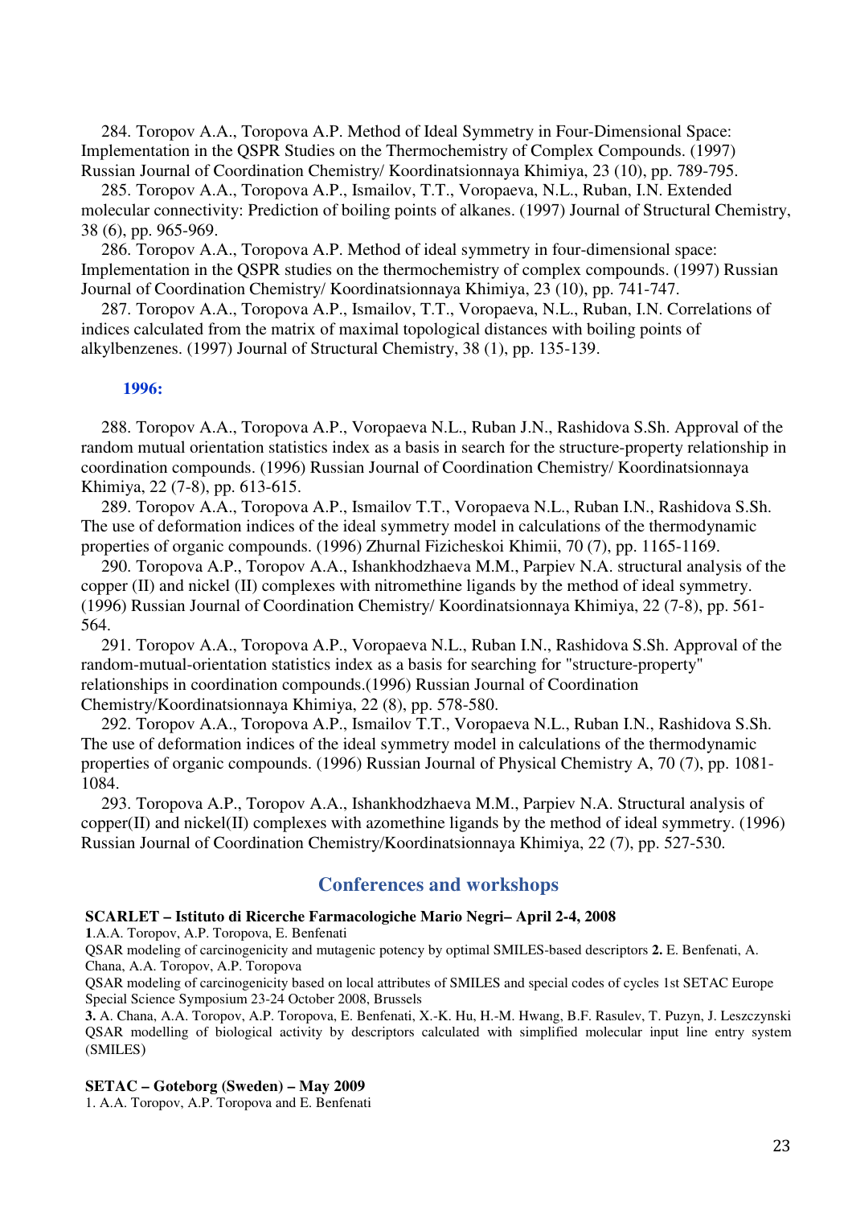284. Toropov A.A., Toropova A.P. Method of Ideal Symmetry in Four-Dimensional Space: Implementation in the QSPR Studies on the Thermochemistry of Complex Compounds. (1997) Russian Journal of Coordination Chemistry/ Koordinatsionnaya Khimiya, 23 (10), pp. 789-795.

285. Toropov A.A., Toropova A.P., Ismailov, T.T., Voropaeva, N.L., Ruban, I.N. Extended molecular connectivity: Prediction of boiling points of alkanes. (1997) Journal of Structural Chemistry, 38 (6), pp. 965-969.

286. Toropov A.A., Toropova A.P. Method of ideal symmetry in four-dimensional space: Implementation in the QSPR studies on the thermochemistry of complex compounds. (1997) Russian Journal of Coordination Chemistry/ Koordinatsionnaya Khimiya, 23 (10), pp. 741-747.

287. Toropov A.A., Toropova A.P., Ismailov, T.T., Voropaeva, N.L., Ruban, I.N. Correlations of indices calculated from the matrix of maximal topological distances with boiling points of alkylbenzenes. (1997) Journal of Structural Chemistry, 38 (1), pp. 135-139.

**1996:**

288. Toropov A.A., Toropova A.P., Voropaeva N.L., Ruban J.N., Rashidova S.Sh. Approval of the random mutual orientation statistics index as a basis in search for the structure-property relationship in coordination compounds. (1996) Russian Journal of Coordination Chemistry/ Koordinatsionnaya Khimiya, 22 (7-8), pp. 613-615.

289. Toropov A.A., Toropova A.P., Ismailov T.T., Voropaeva N.L., Ruban I.N., Rashidova S.Sh. The use of deformation indices of the ideal symmetry model in calculations of the thermodynamic properties of organic compounds. (1996) Zhurnal Fizicheskoi Khimii, 70 (7), pp. 1165-1169.

290. Toropova A.P., Toropov A.A., Ishankhodzhaeva M.M., Parpiev N.A. structural analysis of the copper (II) and nickel (II) complexes with nitromethine ligands by the method of ideal symmetry. (1996) Russian Journal of Coordination Chemistry/ Koordinatsionnaya Khimiya, 22 (7-8), pp. 561-564.

291. Toropov A.A., Toropova A.P., Voropaeva N.L., Ruban I.N., Rashidova S.Sh. Approval of the random-mutual-orientation statistics index as a basis for searching for "structure-property" relationships in coordination compounds.(1996) Russian Journal of Coordination Chemistry/Koordinatsionnaya Khimiya, 22 (8), pp. 578-580.

292. Toropov A.A., Toropova A.P., Ismailov T.T., Voropaeva N.L., Ruban I.N., Rashidova S.Sh. The use of deformation indices of the ideal symmetry model in calculations of the thermodynamic properties of organic compounds. (1996) Russian Journal of Physical Chemistry A, 70 (7), pp. 1081-1084.

293. Toropova A.P., Toropov A.A., Ishankhodzhaeva M.M., Parpiev N.A. Structural analysis of copper(II) and nickel(II) complexes with azomethine ligands by the method of ideal symmetry. (1996) Russian Journal of Coordination Chemistry/Koordinatsionnaya Khimiya, 22 (7), pp. 527-530.

## Conferences and workshops

**SCARLET – Istituto di Ricerche Farmacologiche Mario Negri– April 2-4, 2008**

**1**.A.A. Toropov, A.P. Toropova, E. Benfenati

QSAR modeling of carcinogenicity and mutagenic potency by optimal SMILES-based descriptors **2.** E. Benfenati, A. Chana, A.A. Toropov, A.P. Toropova

QSAR modeling of carcinogenicity based on local attributes of SMILES and special codes of cycles 1st SETAC Europe Special Science Symposium 23-24 October 2008, Brussels

**3.** A. Chana, A.A. Toropov, A.P. Toropova, E. Benfenati, X.-K. Hu, H.-M. Hwang, B.F. Rasulev, T. Puzyn, J. Leszczynski QSAR modelling of biological activity by descriptors calculated with simplified molecular input line entry system (SMILES)

**SETAC – Goteborg (Sweden) – May 2009**

1. A.A. Toropov, A.P. Toropova and E. Benfenati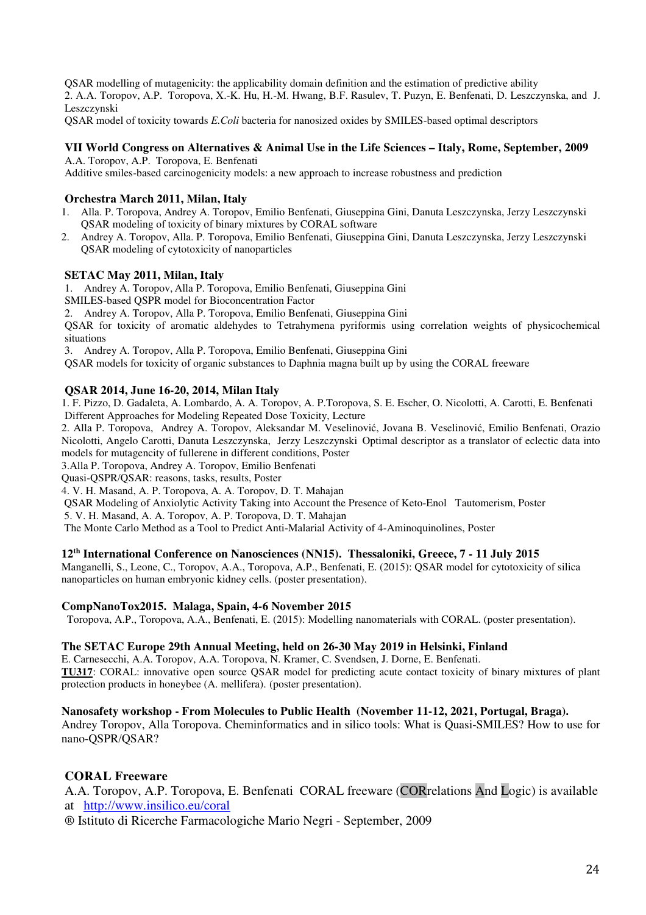QSAR modelling of mutagenicity: the applicability domain definition and the estimation of predictive ability

2. A.A. Toropov, A.P. Toropova, X.-K. Hu, H.-M. Hwang, B.F. Rasulev, T. Puzyn, E. Benfenati, D. Leszczynska, and J. Leszczynski

QSAR model of toxicity towards *E.Coli* bacteria for nanosized oxides by SMILES-based optimal descriptors

**VII World Congress on Alternatives & Animal Use in the Life Sciences – Italy, Rome, September, 2009**

A.A. Toropov, A.P. Toropova, E. Benfenati

Additive smiles-based carcinogenicity models: a new approach to increase robustness and prediction

**Orchestra March 2011, Milan, Italy**

1. Alla. P. Toropova, Andrey A. Toropov, Emilio Benfenati, Giuseppina Gini, Danuta Leszczynska, Jerzy Leszczynski
   QSAR modeling of toxicity of binary mixtures by CORAL software
2. Andrey A. Toropov, Alla. P. Toropova, Emilio Benfenati, Giuseppina Gini, Danuta Leszczynska, Jerzy Leszczynski
   QSAR modeling of cytotoxicity of nanoparticles

**SETAC May 2011, Milan, Italy**

1. Andrey A. Toropov, Alla P. Toropova, Emilio Benfenati, Giuseppina Gini

SMILES-based QSPR model for Bioconcentration Factor

2. Andrey A. Toropov, Alla P. Toropova, Emilio Benfenati, Giuseppina Gini

QSAR for toxicity of aromatic aldehydes to Tetrahymena pyriformis using correlation weights of physicochemical situations

3. Andrey A. Toropov, Alla P. Toropova, Emilio Benfenati, Giuseppina Gini

QSAR models for toxicity of organic substances to Daphnia magna built up by using the CORAL freeware

**QSAR 2014, June 16-20, 2014, Milan Italy**

1. F. Pizzo, D. Gadaleta, A. Lombardo, A. A. Toropov, A. P.Toropova, S. E. Escher, O. Nicolotti, A. Carotti, E. Benfenati
Different Approaches for Modeling Repeated Dose Toxicity, Lecture

2. Alla P. Toropova, Andrey A. Toropov, Aleksandar M. Veselinović, Jovana B. Veselinović, Emilio Benfenati, Orazio Nicolotti, Angelo Carotti, Danuta Leszczynska, Jerzy Leszczynski Optimal descriptor as a translator of eclectic data into models for mutagencity of fullerene in different conditions, Poster

3.Alla P. Toropova, Andrey A. Toropov, Emilio Benfenati

Quasi-QSPR/QSAR: reasons, tasks, results, Poster

4. V. H. Masand, A. P. Toropova, A. A. Toropov, D. T. Mahajan

QSAR Modeling of Anxiolytic Activity Taking into Account the Presence of Keto-Enol Tautomerism, Poster

5. V. H. Masand, A. A. Toropov, A. P. Toropova, D. T. Mahajan

The Monte Carlo Method as a Tool to Predict Anti-Malarial Activity of 4-Aminoquinolines, Poster

**12th International Conference on Nanosciences (NN15). Thessaloniki, Greece, 7 - 11 July 2015**

Manganelli, S., Leone, C., Toropov, A.A., Toropova, A.P., Benfenati, E. (2015): QSAR model for cytotoxicity of silica nanoparticles on human embryonic kidney cells. (poster presentation).

**CompNanoTox2015. Malaga, Spain, 4-6 November 2015**

Toropova, A.P., Toropova, A.A., Benfenati, E. (2015): Modelling nanomaterials with CORAL. (poster presentation).

**The SETAC Europe 29th Annual Meeting, held on 26-30 May 2019 in Helsinki, Finland**

E. Carnesecchi, A.A. Toropov, A.A. Toropova, N. Kramer, C. Svendsen, J. Dorne, E. Benfenati.

**TU317**: CORAL: innovative open source QSAR model for predicting acute contact toxicity of binary mixtures of plant protection products in honeybee (A. mellifera). (poster presentation).

**Nanosafety workshop - From Molecules to Public Health (November 11-12, 2021, Portugal, Braga).**

Andrey Toropov, Alla Toropova. Cheminformatics and in silico tools: What is Quasi-SMILES? How to use for nano-QSPR/QSAR?

## CORAL Freeware

A.A. Toropov, A.P. Toropova, E. Benfenati CORAL freeware (CORrelations And Logic) is available at http://www.insilico.eu/coral

® Istituto di Ricerche Farmacologiche Mario Negri - September, 2009